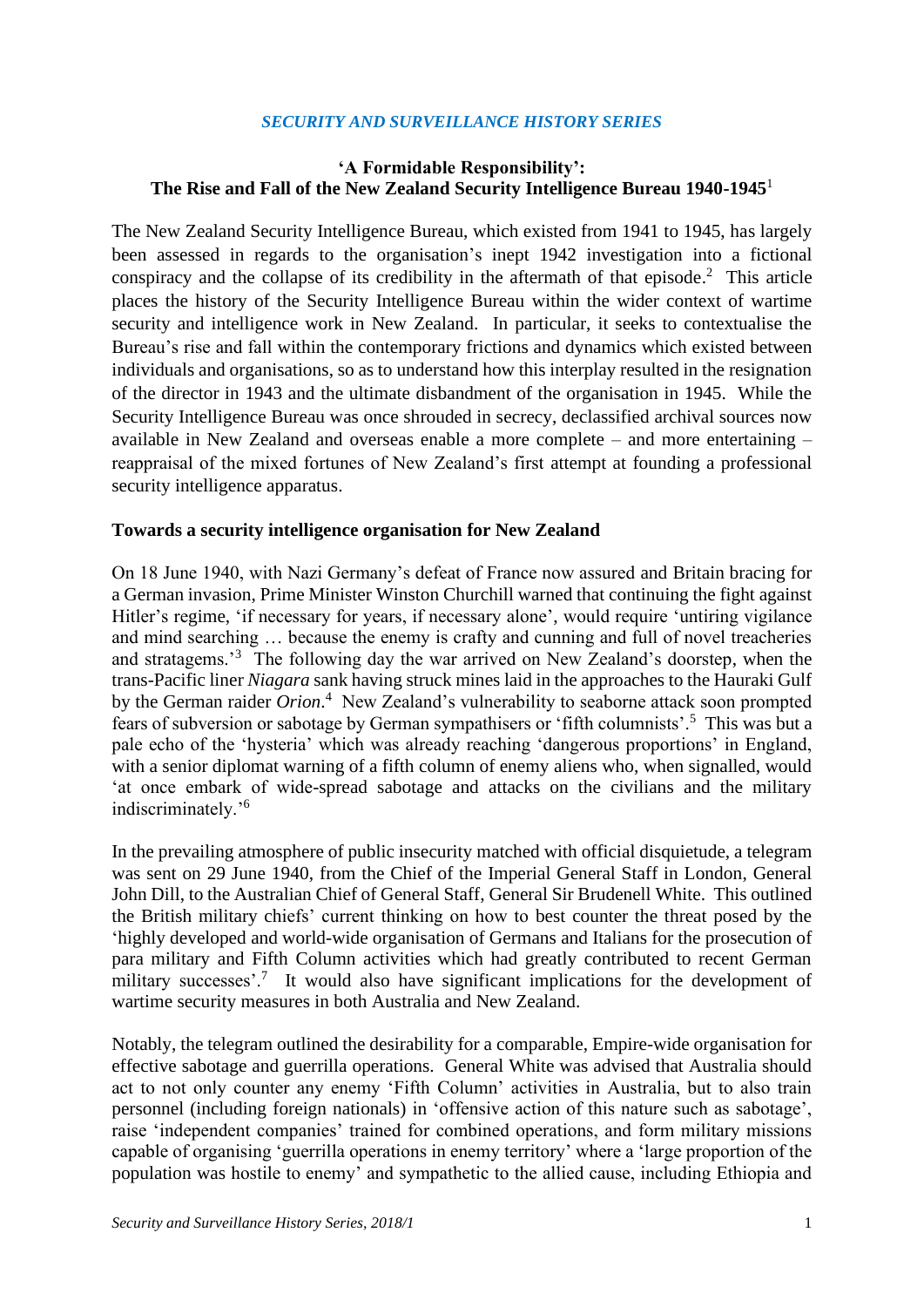*SECURITY AND SURVEILLANCE HISTORY SERIES*

# 'A Formidable Responsibility': The Rise and Fall of the New Zealand Security Intelligence Bureau 1940-1945[1]

The New Zealand Security Intelligence Bureau, which existed from 1941 to 1945, has largely been assessed in regards to the organisation's inept 1942 investigation into a fictional conspiracy and the collapse of its credibility in the aftermath of that episode.[2] This article places the history of the Security Intelligence Bureau within the wider context of wartime security and intelligence work in New Zealand. In particular, it seeks to contextualise the Bureau's rise and fall within the contemporary frictions and dynamics which existed between individuals and organisations, so as to understand how this interplay resulted in the resignation of the director in 1943 and the ultimate disbandment of the organisation in 1945. While the Security Intelligence Bureau was once shrouded in secrecy, declassified archival sources now available in New Zealand and overseas enable a more complete – and more entertaining – reappraisal of the mixed fortunes of New Zealand's first attempt at founding a professional security intelligence apparatus.

## Towards a security intelligence organisation for New Zealand

On 18 June 1940, with Nazi Germany's defeat of France now assured and Britain bracing for a German invasion, Prime Minister Winston Churchill warned that continuing the fight against Hitler's regime, 'if necessary for years, if necessary alone', would require 'untiring vigilance and mind searching … because the enemy is crafty and cunning and full of novel treacheries and stratagems.'[3] The following day the war arrived on New Zealand's doorstep, when the trans-Pacific liner *Niagara* sank having struck mines laid in the approaches to the Hauraki Gulf by the German raider *Orion*.[4] New Zealand's vulnerability to seaborne attack soon prompted fears of subversion or sabotage by German sympathisers or 'fifth columnists'.[5] This was but a pale echo of the 'hysteria' which was already reaching 'dangerous proportions' in England, with a senior diplomat warning of a fifth column of enemy aliens who, when signalled, would 'at once embark of wide-spread sabotage and attacks on the civilians and the military indiscriminately.'[6]

In the prevailing atmosphere of public insecurity matched with official disquietude, a telegram was sent on 29 June 1940, from the Chief of the Imperial General Staff in London, General John Dill, to the Australian Chief of General Staff, General Sir Brudenell White. This outlined the British military chiefs' current thinking on how to best counter the threat posed by the 'highly developed and world-wide organisation of Germans and Italians for the prosecution of para military and Fifth Column activities which had greatly contributed to recent German military successes'.[7] It would also have significant implications for the development of wartime security measures in both Australia and New Zealand.

Notably, the telegram outlined the desirability for a comparable, Empire-wide organisation for effective sabotage and guerrilla operations. General White was advised that Australia should act to not only counter any enemy 'Fifth Column' activities in Australia, but to also train personnel (including foreign nationals) in 'offensive action of this nature such as sabotage', raise 'independent companies' trained for combined operations, and form military missions capable of organising 'guerrilla operations in enemy territory' where a 'large proportion of the population was hostile to enemy' and sympathetic to the allied cause, including Ethiopia and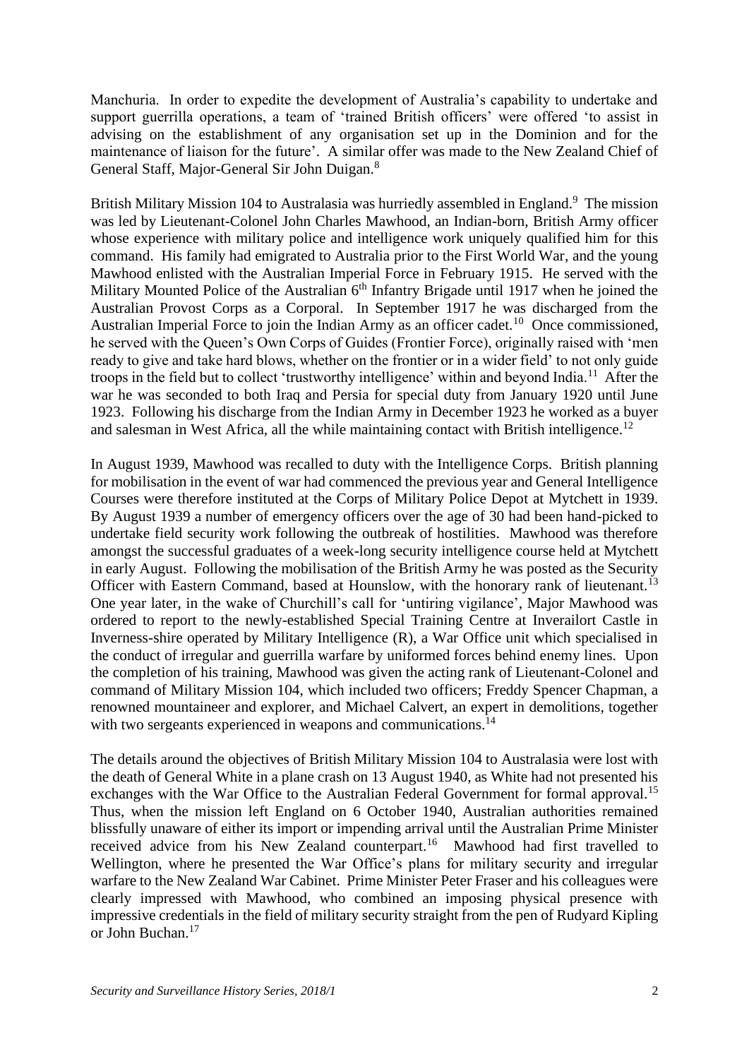Manchuria. In order to expedite the development of Australia's capability to undertake and support guerrilla operations, a team of 'trained British officers' were offered 'to assist in advising on the establishment of any organisation set up in the Dominion and for the maintenance of liaison for the future'. A similar offer was made to the New Zealand Chief of General Staff, Major-General Sir John Duigan.[8]

British Military Mission 104 to Australasia was hurriedly assembled in England.[9] The mission was led by Lieutenant-Colonel John Charles Mawhood, an Indian-born, British Army officer whose experience with military police and intelligence work uniquely qualified him for this command. His family had emigrated to Australia prior to the First World War, and the young Mawhood enlisted with the Australian Imperial Force in February 1915. He served with the Military Mounted Police of the Australian 6th Infantry Brigade until 1917 when he joined the Australian Provost Corps as a Corporal. In September 1917 he was discharged from the Australian Imperial Force to join the Indian Army as an officer cadet.[10] Once commissioned, he served with the Queen's Own Corps of Guides (Frontier Force), originally raised with 'men ready to give and take hard blows, whether on the frontier or in a wider field' to not only guide troops in the field but to collect 'trustworthy intelligence' within and beyond India.[11] After the war he was seconded to both Iraq and Persia for special duty from January 1920 until June 1923. Following his discharge from the Indian Army in December 1923 he worked as a buyer and salesman in West Africa, all the while maintaining contact with British intelligence.[12]

In August 1939, Mawhood was recalled to duty with the Intelligence Corps. British planning for mobilisation in the event of war had commenced the previous year and General Intelligence Courses were therefore instituted at the Corps of Military Police Depot at Mytchett in 1939. By August 1939 a number of emergency officers over the age of 30 had been hand-picked to undertake field security work following the outbreak of hostilities. Mawhood was therefore amongst the successful graduates of a week-long security intelligence course held at Mytchett in early August. Following the mobilisation of the British Army he was posted as the Security Officer with Eastern Command, based at Hounslow, with the honorary rank of lieutenant.[13] One year later, in the wake of Churchill's call for 'untiring vigilance', Major Mawhood was ordered to report to the newly-established Special Training Centre at Inverailort Castle in Inverness-shire operated by Military Intelligence (R), a War Office unit which specialised in the conduct of irregular and guerrilla warfare by uniformed forces behind enemy lines. Upon the completion of his training, Mawhood was given the acting rank of Lieutenant-Colonel and command of Military Mission 104, which included two officers; Freddy Spencer Chapman, a renowned mountaineer and explorer, and Michael Calvert, an expert in demolitions, together with two sergeants experienced in weapons and communications.[14]

The details around the objectives of British Military Mission 104 to Australasia were lost with the death of General White in a plane crash on 13 August 1940, as White had not presented his exchanges with the War Office to the Australian Federal Government for formal approval.[15] Thus, when the mission left England on 6 October 1940, Australian authorities remained blissfully unaware of either its import or impending arrival until the Australian Prime Minister received advice from his New Zealand counterpart.[16] Mawhood had first travelled to Wellington, where he presented the War Office's plans for military security and irregular warfare to the New Zealand War Cabinet. Prime Minister Peter Fraser and his colleagues were clearly impressed with Mawhood, who combined an imposing physical presence with impressive credentials in the field of military security straight from the pen of Rudyard Kipling or John Buchan.[17]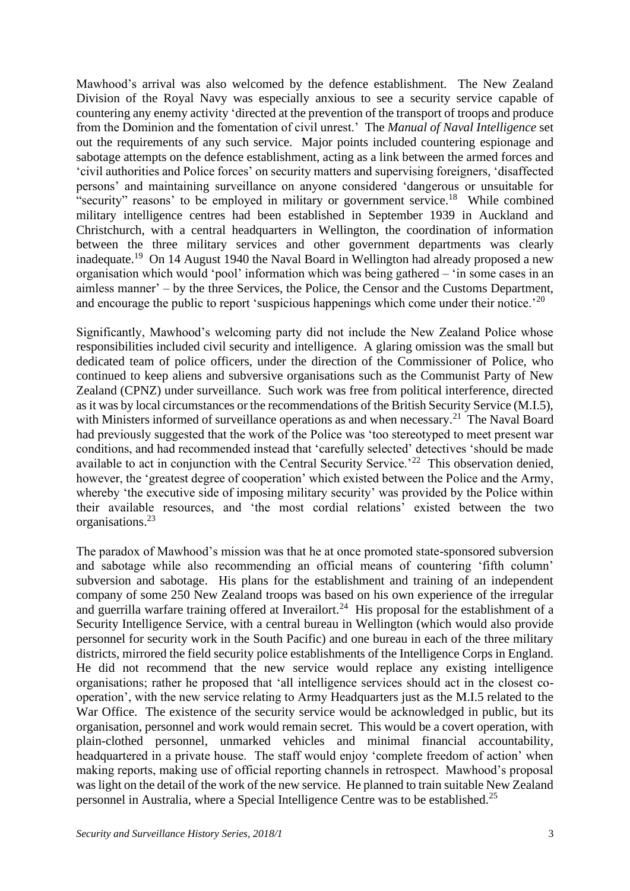Mawhood's arrival was also welcomed by the defence establishment. The New Zealand Division of the Royal Navy was especially anxious to see a security service capable of countering any enemy activity 'directed at the prevention of the transport of troops and produce from the Dominion and the fomentation of civil unrest.' The *Manual of Naval Intelligence* set out the requirements of any such service. Major points included countering espionage and sabotage attempts on the defence establishment, acting as a link between the armed forces and 'civil authorities and Police forces' on security matters and supervising foreigners, 'disaffected persons' and maintaining surveillance on anyone considered 'dangerous or unsuitable for "security" reasons' to be employed in military or government service.[18] While combined military intelligence centres had been established in September 1939 in Auckland and Christchurch, with a central headquarters in Wellington, the coordination of information between the three military services and other government departments was clearly inadequate.[19] On 14 August 1940 the Naval Board in Wellington had already proposed a new organisation which would 'pool' information which was being gathered – 'in some cases in an aimless manner' – by the three Services, the Police, the Censor and the Customs Department, and encourage the public to report 'suspicious happenings which come under their notice.'[20]

Significantly, Mawhood's welcoming party did not include the New Zealand Police whose responsibilities included civil security and intelligence. A glaring omission was the small but dedicated team of police officers, under the direction of the Commissioner of Police, who continued to keep aliens and subversive organisations such as the Communist Party of New Zealand (CPNZ) under surveillance. Such work was free from political interference, directed as it was by local circumstances or the recommendations of the British Security Service (M.I.5), with Ministers informed of surveillance operations as and when necessary.[21] The Naval Board had previously suggested that the work of the Police was 'too stereotyped to meet present war conditions, and had recommended instead that 'carefully selected' detectives 'should be made available to act in conjunction with the Central Security Service.'[22] This observation denied, however, the 'greatest degree of cooperation' which existed between the Police and the Army, whereby 'the executive side of imposing military security' was provided by the Police within their available resources, and 'the most cordial relations' existed between the two organisations.[23]

The paradox of Mawhood's mission was that he at once promoted state-sponsored subversion and sabotage while also recommending an official means of countering 'fifth column' subversion and sabotage. His plans for the establishment and training of an independent company of some 250 New Zealand troops was based on his own experience of the irregular and guerrilla warfare training offered at Inverailort.[24] His proposal for the establishment of a Security Intelligence Service, with a central bureau in Wellington (which would also provide personnel for security work in the South Pacific) and one bureau in each of the three military districts, mirrored the field security police establishments of the Intelligence Corps in England. He did not recommend that the new service would replace any existing intelligence organisations; rather he proposed that 'all intelligence services should act in the closest co-operation', with the new service relating to Army Headquarters just as the M.I.5 related to the War Office. The existence of the security service would be acknowledged in public, but its organisation, personnel and work would remain secret. This would be a covert operation, with plain-clothed personnel, unmarked vehicles and minimal financial accountability, headquartered in a private house. The staff would enjoy 'complete freedom of action' when making reports, making use of official reporting channels in retrospect. Mawhood's proposal was light on the detail of the work of the new service. He planned to train suitable New Zealand personnel in Australia, where a Special Intelligence Centre was to be established.[25]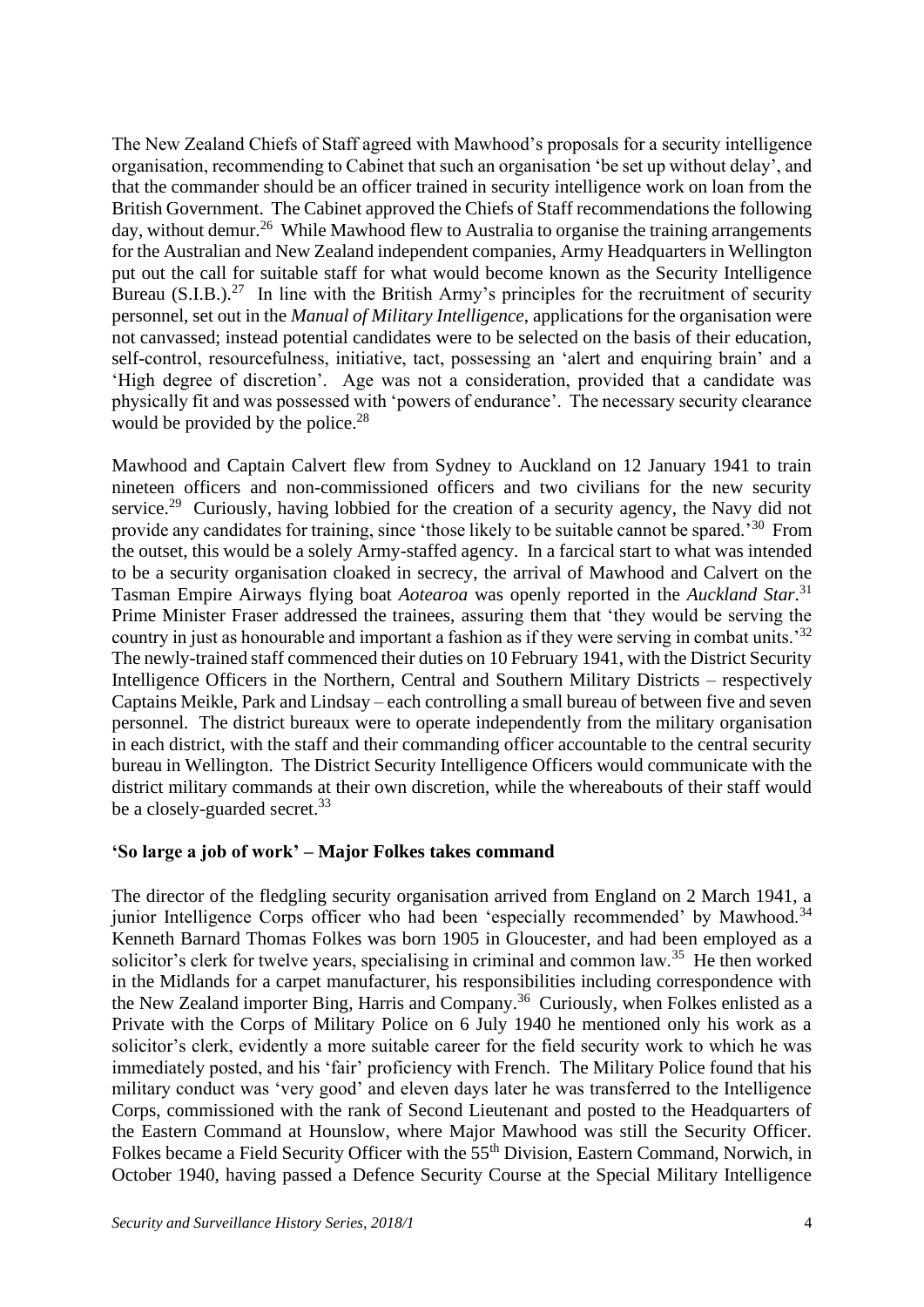The New Zealand Chiefs of Staff agreed with Mawhood's proposals for a security intelligence organisation, recommending to Cabinet that such an organisation 'be set up without delay', and that the commander should be an officer trained in security intelligence work on loan from the British Government. The Cabinet approved the Chiefs of Staff recommendations the following day, without demur.[26] While Mawhood flew to Australia to organise the training arrangements for the Australian and New Zealand independent companies, Army Headquarters in Wellington put out the call for suitable staff for what would become known as the Security Intelligence Bureau (S.I.B.).[27] In line with the British Army's principles for the recruitment of security personnel, set out in the *Manual of Military Intelligence*, applications for the organisation were not canvassed; instead potential candidates were to be selected on the basis of their education, self-control, resourcefulness, initiative, tact, possessing an 'alert and enquiring brain' and a 'High degree of discretion'. Age was not a consideration, provided that a candidate was physically fit and was possessed with 'powers of endurance'. The necessary security clearance would be provided by the police.[28]

Mawhood and Captain Calvert flew from Sydney to Auckland on 12 January 1941 to train nineteen officers and non-commissioned officers and two civilians for the new security service.[29] Curiously, having lobbied for the creation of a security agency, the Navy did not provide any candidates for training, since 'those likely to be suitable cannot be spared.'[30] From the outset, this would be a solely Army-staffed agency. In a farcical start to what was intended to be a security organisation cloaked in secrecy, the arrival of Mawhood and Calvert on the Tasman Empire Airways flying boat *Aotearoa* was openly reported in the *Auckland Star*.[31] Prime Minister Fraser addressed the trainees, assuring them that 'they would be serving the country in just as honourable and important a fashion as if they were serving in combat units.'[32] The newly-trained staff commenced their duties on 10 February 1941, with the District Security Intelligence Officers in the Northern, Central and Southern Military Districts – respectively Captains Meikle, Park and Lindsay – each controlling a small bureau of between five and seven personnel. The district bureaux were to operate independently from the military organisation in each district, with the staff and their commanding officer accountable to the central security bureau in Wellington. The District Security Intelligence Officers would communicate with the district military commands at their own discretion, while the whereabouts of their staff would be a closely-guarded secret.[33]

**'So large a job of work' – Major Folkes takes command**

The director of the fledgling security organisation arrived from England on 2 March 1941, a junior Intelligence Corps officer who had been 'especially recommended' by Mawhood.[34] Kenneth Barnard Thomas Folkes was born 1905 in Gloucester, and had been employed as a solicitor's clerk for twelve years, specialising in criminal and common law.[35] He then worked in the Midlands for a carpet manufacturer, his responsibilities including correspondence with the New Zealand importer Bing, Harris and Company.[36] Curiously, when Folkes enlisted as a Private with the Corps of Military Police on 6 July 1940 he mentioned only his work as a solicitor's clerk, evidently a more suitable career for the field security work to which he was immediately posted, and his 'fair' proficiency with French. The Military Police found that his military conduct was 'very good' and eleven days later he was transferred to the Intelligence Corps, commissioned with the rank of Second Lieutenant and posted to the Headquarters of the Eastern Command at Hounslow, where Major Mawhood was still the Security Officer. Folkes became a Field Security Officer with the 55th Division, Eastern Command, Norwich, in October 1940, having passed a Defence Security Course at the Special Military Intelligence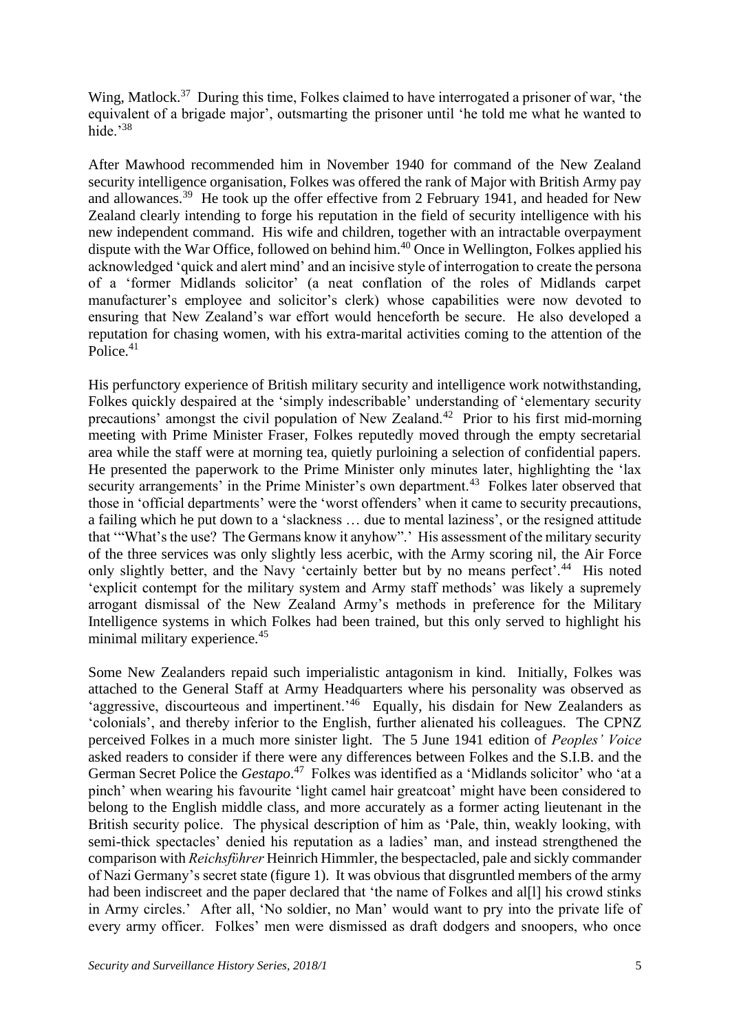Wing, Matlock.[37] During this time, Folkes claimed to have interrogated a prisoner of war, 'the equivalent of a brigade major', outsmarting the prisoner until 'he told me what he wanted to hide.'[38]

After Mawhood recommended him in November 1940 for command of the New Zealand security intelligence organisation, Folkes was offered the rank of Major with British Army pay and allowances.[39] He took up the offer effective from 2 February 1941, and headed for New Zealand clearly intending to forge his reputation in the field of security intelligence with his new independent command. His wife and children, together with an intractable overpayment dispute with the War Office, followed on behind him.[40] Once in Wellington, Folkes applied his acknowledged 'quick and alert mind' and an incisive style of interrogation to create the persona of a 'former Midlands solicitor' (a neat conflation of the roles of Midlands carpet manufacturer's employee and solicitor's clerk) whose capabilities were now devoted to ensuring that New Zealand's war effort would henceforth be secure. He also developed a reputation for chasing women, with his extra-marital activities coming to the attention of the Police.[41]

His perfunctory experience of British military security and intelligence work notwithstanding, Folkes quickly despaired at the 'simply indescribable' understanding of 'elementary security precautions' amongst the civil population of New Zealand.[42] Prior to his first mid-morning meeting with Prime Minister Fraser, Folkes reputedly moved through the empty secretarial area while the staff were at morning tea, quietly purloining a selection of confidential papers. He presented the paperwork to the Prime Minister only minutes later, highlighting the 'lax security arrangements' in the Prime Minister's own department.[43] Folkes later observed that those in 'official departments' were the 'worst offenders' when it came to security precautions, a failing which he put down to a 'slackness … due to mental laziness', or the resigned attitude that '"What's the use? The Germans know it anyhow".' His assessment of the military security of the three services was only slightly less acerbic, with the Army scoring nil, the Air Force only slightly better, and the Navy 'certainly better but by no means perfect'.[44] His noted 'explicit contempt for the military system and Army staff methods' was likely a supremely arrogant dismissal of the New Zealand Army's methods in preference for the Military Intelligence systems in which Folkes had been trained, but this only served to highlight his minimal military experience.[45]

Some New Zealanders repaid such imperialistic antagonism in kind. Initially, Folkes was attached to the General Staff at Army Headquarters where his personality was observed as 'aggressive, discourteous and impertinent.'[46] Equally, his disdain for New Zealanders as 'colonials', and thereby inferior to the English, further alienated his colleagues. The CPNZ perceived Folkes in a much more sinister light. The 5 June 1941 edition of *Peoples' Voice* asked readers to consider if there were any differences between Folkes and the S.I.B. and the German Secret Police the *Gestapo*.[47] Folkes was identified as a 'Midlands solicitor' who 'at a pinch' when wearing his favourite 'light camel hair greatcoat' might have been considered to belong to the English middle class, and more accurately as a former acting lieutenant in the British security police. The physical description of him as 'Pale, thin, weakly looking, with semi-thick spectacles' denied his reputation as a ladies' man, and instead strengthened the comparison with *Reichsfϋhrer* Heinrich Himmler, the bespectacled, pale and sickly commander of Nazi Germany's secret state (figure 1). It was obvious that disgruntled members of the army had been indiscreet and the paper declared that 'the name of Folkes and al[l] his crowd stinks in Army circles.' After all, 'No soldier, no Man' would want to pry into the private life of every army officer. Folkes' men were dismissed as draft dodgers and snoopers, who once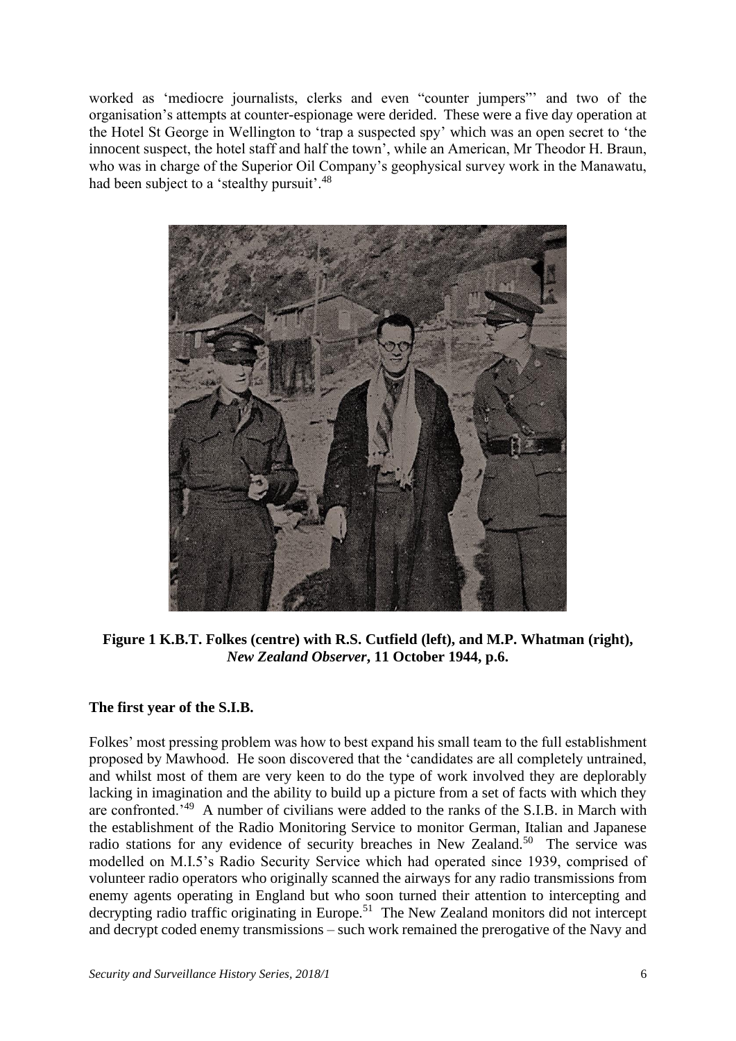worked as 'mediocre journalists, clerks and even "counter jumpers"' and two of the organisation's attempts at counter-espionage were derided. These were a five day operation at the Hotel St George in Wellington to 'trap a suspected spy' which was an open secret to 'the innocent suspect, the hotel staff and half the town', while an American, Mr Theodor H. Braun, who was in charge of the Superior Oil Company's geophysical survey work in the Manawatu, had been subject to a 'stealthy pursuit'.[48]

**Figure 1 K.B.T. Folkes (centre) with R.S. Cutfield (left), and M.P. Whatman (right), *New Zealand Observer*, 11 October 1944, p.6.**

### The first year of the S.I.B.

Folkes' most pressing problem was how to best expand his small team to the full establishment proposed by Mawhood. He soon discovered that the 'candidates are all completely untrained, and whilst most of them are very keen to do the type of work involved they are deplorably lacking in imagination and the ability to build up a picture from a set of facts with which they are confronted.'[49] A number of civilians were added to the ranks of the S.I.B. in March with the establishment of the Radio Monitoring Service to monitor German, Italian and Japanese radio stations for any evidence of security breaches in New Zealand.[50] The service was modelled on M.I.5's Radio Security Service which had operated since 1939, comprised of volunteer radio operators who originally scanned the airways for any radio transmissions from enemy agents operating in England but who soon turned their attention to intercepting and decrypting radio traffic originating in Europe.[51] The New Zealand monitors did not intercept and decrypt coded enemy transmissions – such work remained the prerogative of the Navy and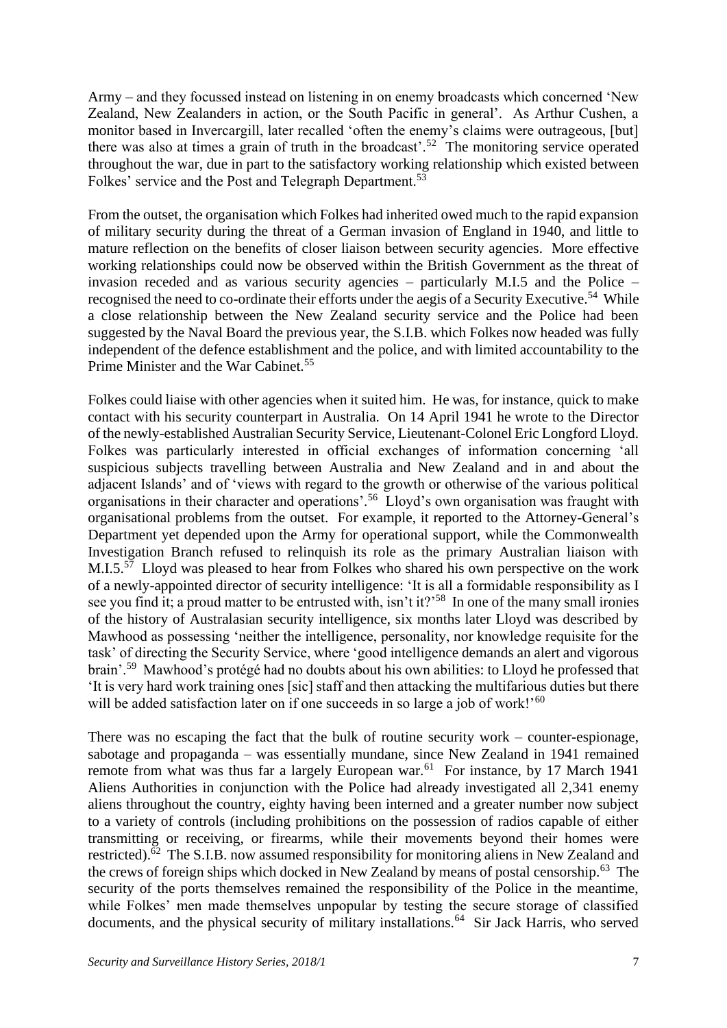Army – and they focussed instead on listening in on enemy broadcasts which concerned 'New Zealand, New Zealanders in action, or the South Pacific in general'. As Arthur Cushen, a monitor based in Invercargill, later recalled 'often the enemy's claims were outrageous, [but] there was also at times a grain of truth in the broadcast'.[52] The monitoring service operated throughout the war, due in part to the satisfactory working relationship which existed between Folkes' service and the Post and Telegraph Department.[53]

From the outset, the organisation which Folkes had inherited owed much to the rapid expansion of military security during the threat of a German invasion of England in 1940, and little to mature reflection on the benefits of closer liaison between security agencies. More effective working relationships could now be observed within the British Government as the threat of invasion receded and as various security agencies – particularly M.I.5 and the Police – recognised the need to co-ordinate their efforts under the aegis of a Security Executive.[54] While a close relationship between the New Zealand security service and the Police had been suggested by the Naval Board the previous year, the S.I.B. which Folkes now headed was fully independent of the defence establishment and the police, and with limited accountability to the Prime Minister and the War Cabinet.[55]

Folkes could liaise with other agencies when it suited him. He was, for instance, quick to make contact with his security counterpart in Australia. On 14 April 1941 he wrote to the Director of the newly-established Australian Security Service, Lieutenant-Colonel Eric Longford Lloyd. Folkes was particularly interested in official exchanges of information concerning 'all suspicious subjects travelling between Australia and New Zealand and in and about the adjacent Islands' and of 'views with regard to the growth or otherwise of the various political organisations in their character and operations'.[56] Lloyd's own organisation was fraught with organisational problems from the outset. For example, it reported to the Attorney-General's Department yet depended upon the Army for operational support, while the Commonwealth Investigation Branch refused to relinquish its role as the primary Australian liaison with M.I.5.[57] Lloyd was pleased to hear from Folkes who shared his own perspective on the work of a newly-appointed director of security intelligence: 'It is all a formidable responsibility as I see you find it; a proud matter to be entrusted with, isn't it?'[58] In one of the many small ironies of the history of Australasian security intelligence, six months later Lloyd was described by Mawhood as possessing 'neither the intelligence, personality, nor knowledge requisite for the task' of directing the Security Service, where 'good intelligence demands an alert and vigorous brain'.[59] Mawhood's protégé had no doubts about his own abilities: to Lloyd he professed that 'It is very hard work training ones [sic] staff and then attacking the multifarious duties but there will be added satisfaction later on if one succeeds in so large a job of work!'[60]

There was no escaping the fact that the bulk of routine security work – counter-espionage, sabotage and propaganda – was essentially mundane, since New Zealand in 1941 remained remote from what was thus far a largely European war.[61] For instance, by 17 March 1941 Aliens Authorities in conjunction with the Police had already investigated all 2,341 enemy aliens throughout the country, eighty having been interned and a greater number now subject to a variety of controls (including prohibitions on the possession of radios capable of either transmitting or receiving, or firearms, while their movements beyond their homes were restricted).[62] The S.I.B. now assumed responsibility for monitoring aliens in New Zealand and the crews of foreign ships which docked in New Zealand by means of postal censorship.[63] The security of the ports themselves remained the responsibility of the Police in the meantime, while Folkes' men made themselves unpopular by testing the secure storage of classified documents, and the physical security of military installations.[64] Sir Jack Harris, who served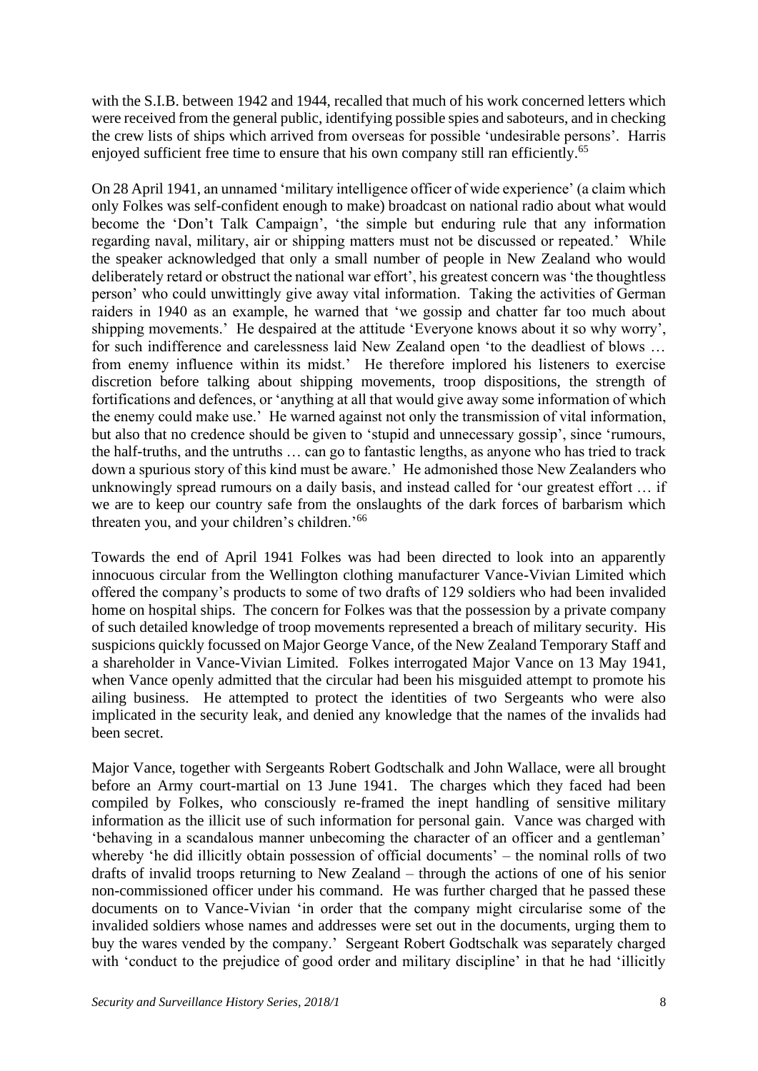with the S.I.B. between 1942 and 1944, recalled that much of his work concerned letters which were received from the general public, identifying possible spies and saboteurs, and in checking the crew lists of ships which arrived from overseas for possible 'undesirable persons'. Harris enjoyed sufficient free time to ensure that his own company still ran efficiently.[65]

On 28 April 1941, an unnamed 'military intelligence officer of wide experience' (a claim which only Folkes was self-confident enough to make) broadcast on national radio about what would become the 'Don't Talk Campaign', 'the simple but enduring rule that any information regarding naval, military, air or shipping matters must not be discussed or repeated.' While the speaker acknowledged that only a small number of people in New Zealand who would deliberately retard or obstruct the national war effort', his greatest concern was 'the thoughtless person' who could unwittingly give away vital information. Taking the activities of German raiders in 1940 as an example, he warned that 'we gossip and chatter far too much about shipping movements.' He despaired at the attitude 'Everyone knows about it so why worry', for such indifference and carelessness laid New Zealand open 'to the deadliest of blows … from enemy influence within its midst.' He therefore implored his listeners to exercise discretion before talking about shipping movements, troop dispositions, the strength of fortifications and defences, or 'anything at all that would give away some information of which the enemy could make use.' He warned against not only the transmission of vital information, but also that no credence should be given to 'stupid and unnecessary gossip', since 'rumours, the half-truths, and the untruths … can go to fantastic lengths, as anyone who has tried to track down a spurious story of this kind must be aware.' He admonished those New Zealanders who unknowingly spread rumours on a daily basis, and instead called for 'our greatest effort … if we are to keep our country safe from the onslaughts of the dark forces of barbarism which threaten you, and your children's children.'[66]

Towards the end of April 1941 Folkes was had been directed to look into an apparently innocuous circular from the Wellington clothing manufacturer Vance-Vivian Limited which offered the company's products to some of two drafts of 129 soldiers who had been invalided home on hospital ships. The concern for Folkes was that the possession by a private company of such detailed knowledge of troop movements represented a breach of military security. His suspicions quickly focussed on Major George Vance, of the New Zealand Temporary Staff and a shareholder in Vance-Vivian Limited. Folkes interrogated Major Vance on 13 May 1941, when Vance openly admitted that the circular had been his misguided attempt to promote his ailing business. He attempted to protect the identities of two Sergeants who were also implicated in the security leak, and denied any knowledge that the names of the invalids had been secret.

Major Vance, together with Sergeants Robert Godtschalk and John Wallace, were all brought before an Army court-martial on 13 June 1941. The charges which they faced had been compiled by Folkes, who consciously re-framed the inept handling of sensitive military information as the illicit use of such information for personal gain. Vance was charged with 'behaving in a scandalous manner unbecoming the character of an officer and a gentleman' whereby 'he did illicitly obtain possession of official documents' – the nominal rolls of two drafts of invalid troops returning to New Zealand – through the actions of one of his senior non-commissioned officer under his command. He was further charged that he passed these documents on to Vance-Vivian 'in order that the company might circularise some of the invalided soldiers whose names and addresses were set out in the documents, urging them to buy the wares vended by the company.' Sergeant Robert Godtschalk was separately charged with 'conduct to the prejudice of good order and military discipline' in that he had 'illicitly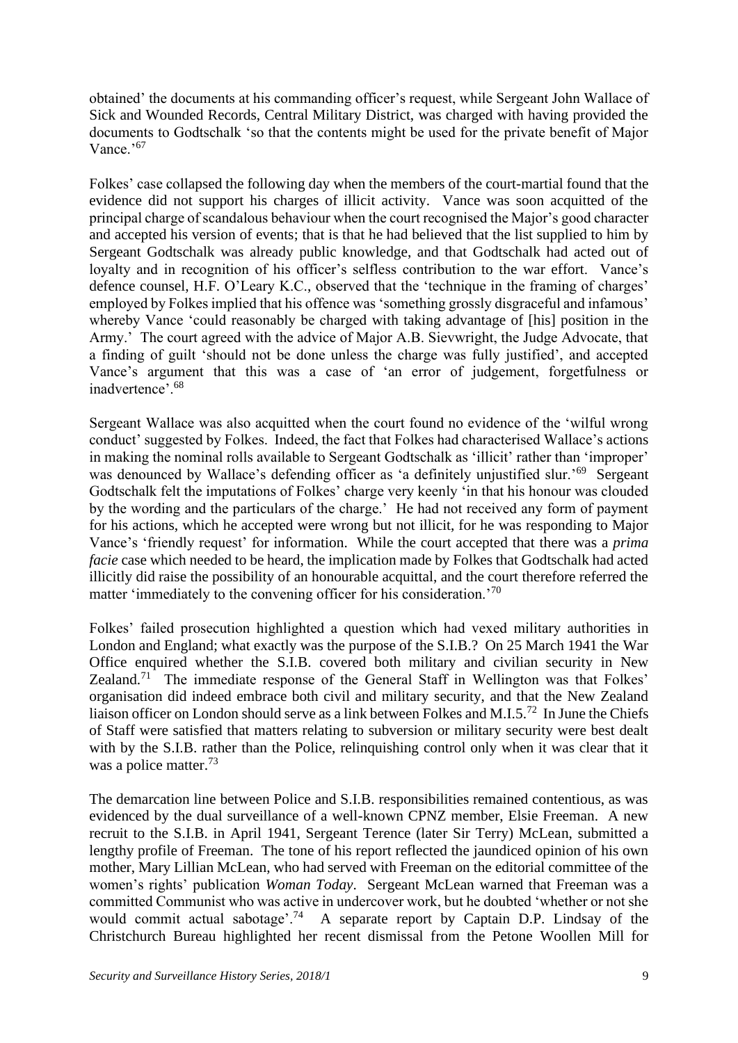obtained' the documents at his commanding officer's request, while Sergeant John Wallace of Sick and Wounded Records, Central Military District, was charged with having provided the documents to Godtschalk 'so that the contents might be used for the private benefit of Major Vance.'[67]

Folkes' case collapsed the following day when the members of the court-martial found that the evidence did not support his charges of illicit activity. Vance was soon acquitted of the principal charge of scandalous behaviour when the court recognised the Major's good character and accepted his version of events; that is that he had believed that the list supplied to him by Sergeant Godtschalk was already public knowledge, and that Godtschalk had acted out of loyalty and in recognition of his officer's selfless contribution to the war effort. Vance's defence counsel, H.F. O'Leary K.C., observed that the 'technique in the framing of charges' employed by Folkes implied that his offence was 'something grossly disgraceful and infamous' whereby Vance 'could reasonably be charged with taking advantage of [his] position in the Army.' The court agreed with the advice of Major A.B. Sievwright, the Judge Advocate, that a finding of guilt 'should not be done unless the charge was fully justified', and accepted Vance's argument that this was a case of 'an error of judgement, forgetfulness or inadvertence'.[68]

Sergeant Wallace was also acquitted when the court found no evidence of the 'wilful wrong conduct' suggested by Folkes. Indeed, the fact that Folkes had characterised Wallace's actions in making the nominal rolls available to Sergeant Godtschalk as 'illicit' rather than 'improper' was denounced by Wallace's defending officer as 'a definitely unjustified slur.'[69] Sergeant Godtschalk felt the imputations of Folkes' charge very keenly 'in that his honour was clouded by the wording and the particulars of the charge.' He had not received any form of payment for his actions, which he accepted were wrong but not illicit, for he was responding to Major Vance's 'friendly request' for information. While the court accepted that there was a *prima facie* case which needed to be heard, the implication made by Folkes that Godtschalk had acted illicitly did raise the possibility of an honourable acquittal, and the court therefore referred the matter 'immediately to the convening officer for his consideration.'[70]

Folkes' failed prosecution highlighted a question which had vexed military authorities in London and England; what exactly was the purpose of the S.I.B.? On 25 March 1941 the War Office enquired whether the S.I.B. covered both military and civilian security in New Zealand.[71] The immediate response of the General Staff in Wellington was that Folkes' organisation did indeed embrace both civil and military security, and that the New Zealand liaison officer on London should serve as a link between Folkes and M.I.5.[72] In June the Chiefs of Staff were satisfied that matters relating to subversion or military security were best dealt with by the S.I.B. rather than the Police, relinquishing control only when it was clear that it was a police matter.[73]

The demarcation line between Police and S.I.B. responsibilities remained contentious, as was evidenced by the dual surveillance of a well-known CPNZ member, Elsie Freeman. A new recruit to the S.I.B. in April 1941, Sergeant Terence (later Sir Terry) McLean, submitted a lengthy profile of Freeman. The tone of his report reflected the jaundiced opinion of his own mother, Mary Lillian McLean, who had served with Freeman on the editorial committee of the women's rights' publication *Woman Today*. Sergeant McLean warned that Freeman was a committed Communist who was active in undercover work, but he doubted 'whether or not she would commit actual sabotage'.[74] A separate report by Captain D.P. Lindsay of the Christchurch Bureau highlighted her recent dismissal from the Petone Woollen Mill for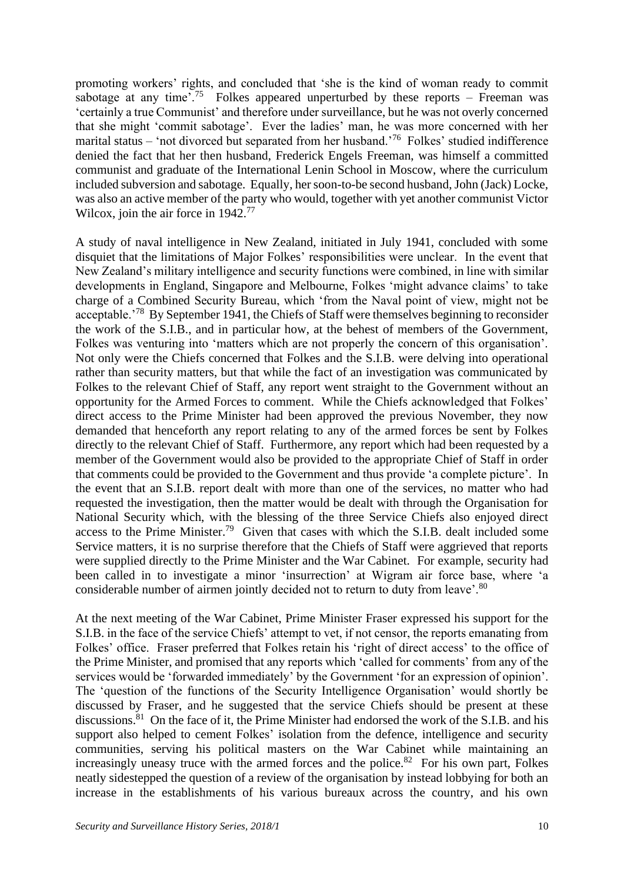promoting workers' rights, and concluded that 'she is the kind of woman ready to commit sabotage at any time'.[75] Folkes appeared unperturbed by these reports – Freeman was 'certainly a true Communist' and therefore under surveillance, but he was not overly concerned that she might 'commit sabotage'. Ever the ladies' man, he was more concerned with her marital status – 'not divorced but separated from her husband.'[76] Folkes' studied indifference denied the fact that her then husband, Frederick Engels Freeman, was himself a committed communist and graduate of the International Lenin School in Moscow, where the curriculum included subversion and sabotage. Equally, her soon-to-be second husband, John (Jack) Locke, was also an active member of the party who would, together with yet another communist Victor Wilcox, join the air force in 1942.[77]

A study of naval intelligence in New Zealand, initiated in July 1941, concluded with some disquiet that the limitations of Major Folkes' responsibilities were unclear. In the event that New Zealand's military intelligence and security functions were combined, in line with similar developments in England, Singapore and Melbourne, Folkes 'might advance claims' to take charge of a Combined Security Bureau, which 'from the Naval point of view, might not be acceptable.'[78] By September 1941, the Chiefs of Staff were themselves beginning to reconsider the work of the S.I.B., and in particular how, at the behest of members of the Government, Folkes was venturing into 'matters which are not properly the concern of this organisation'. Not only were the Chiefs concerned that Folkes and the S.I.B. were delving into operational rather than security matters, but that while the fact of an investigation was communicated by Folkes to the relevant Chief of Staff, any report went straight to the Government without an opportunity for the Armed Forces to comment. While the Chiefs acknowledged that Folkes' direct access to the Prime Minister had been approved the previous November, they now demanded that henceforth any report relating to any of the armed forces be sent by Folkes directly to the relevant Chief of Staff. Furthermore, any report which had been requested by a member of the Government would also be provided to the appropriate Chief of Staff in order that comments could be provided to the Government and thus provide 'a complete picture'. In the event that an S.I.B. report dealt with more than one of the services, no matter who had requested the investigation, then the matter would be dealt with through the Organisation for National Security which, with the blessing of the three Service Chiefs also enjoyed direct access to the Prime Minister.[79] Given that cases with which the S.I.B. dealt included some Service matters, it is no surprise therefore that the Chiefs of Staff were aggrieved that reports were supplied directly to the Prime Minister and the War Cabinet. For example, security had been called in to investigate a minor 'insurrection' at Wigram air force base, where 'a considerable number of airmen jointly decided not to return to duty from leave'.[80]

At the next meeting of the War Cabinet, Prime Minister Fraser expressed his support for the S.I.B. in the face of the service Chiefs' attempt to vet, if not censor, the reports emanating from Folkes' office. Fraser preferred that Folkes retain his 'right of direct access' to the office of the Prime Minister, and promised that any reports which 'called for comments' from any of the services would be 'forwarded immediately' by the Government 'for an expression of opinion'. The 'question of the functions of the Security Intelligence Organisation' would shortly be discussed by Fraser, and he suggested that the service Chiefs should be present at these discussions.[81] On the face of it, the Prime Minister had endorsed the work of the S.I.B. and his support also helped to cement Folkes' isolation from the defence, intelligence and security communities, serving his political masters on the War Cabinet while maintaining an increasingly uneasy truce with the armed forces and the police.[82] For his own part, Folkes neatly sidestepped the question of a review of the organisation by instead lobbying for both an increase in the establishments of his various bureaux across the country, and his own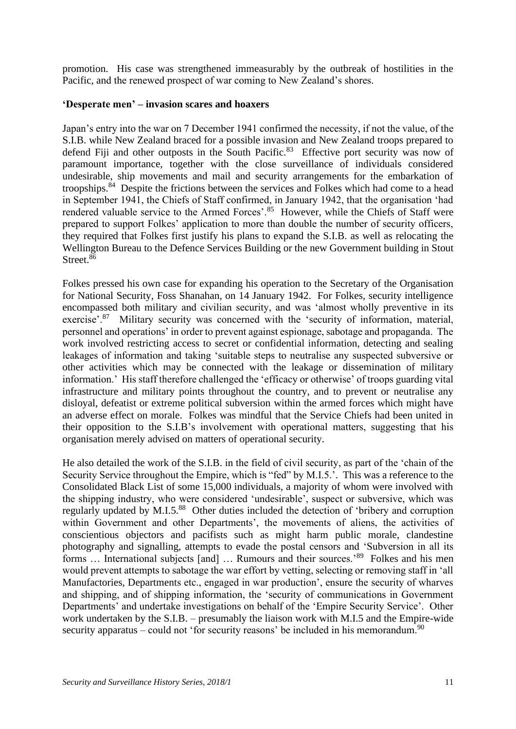promotion. His case was strengthened immeasurably by the outbreak of hostilities in the Pacific, and the renewed prospect of war coming to New Zealand's shores.

### 'Desperate men' – invasion scares and hoaxers

Japan's entry into the war on 7 December 1941 confirmed the necessity, if not the value, of the S.I.B. while New Zealand braced for a possible invasion and New Zealand troops prepared to defend Fiji and other outposts in the South Pacific.[83] Effective port security was now of paramount importance, together with the close surveillance of individuals considered undesirable, ship movements and mail and security arrangements for the embarkation of troopships.[84] Despite the frictions between the services and Folkes which had come to a head in September 1941, the Chiefs of Staff confirmed, in January 1942, that the organisation 'had rendered valuable service to the Armed Forces'.[85] However, while the Chiefs of Staff were prepared to support Folkes' application to more than double the number of security officers, they required that Folkes first justify his plans to expand the S.I.B. as well as relocating the Wellington Bureau to the Defence Services Building or the new Government building in Stout Street.[86]

Folkes pressed his own case for expanding his operation to the Secretary of the Organisation for National Security, Foss Shanahan, on 14 January 1942. For Folkes, security intelligence encompassed both military and civilian security, and was 'almost wholly preventive in its exercise'.[87] Military security was concerned with the 'security of information, material, personnel and operations' in order to prevent against espionage, sabotage and propaganda. The work involved restricting access to secret or confidential information, detecting and sealing leakages of information and taking 'suitable steps to neutralise any suspected subversive or other activities which may be connected with the leakage or dissemination of military information.' His staff therefore challenged the 'efficacy or otherwise' of troops guarding vital infrastructure and military points throughout the country, and to prevent or neutralise any disloyal, defeatist or extreme political subversion within the armed forces which might have an adverse effect on morale. Folkes was mindful that the Service Chiefs had been united in their opposition to the S.I.B's involvement with operational matters, suggesting that his organisation merely advised on matters of operational security.

He also detailed the work of the S.I.B. in the field of civil security, as part of the 'chain of the Security Service throughout the Empire, which is "fed" by M.I.5.'. This was a reference to the Consolidated Black List of some 15,000 individuals, a majority of whom were involved with the shipping industry, who were considered 'undesirable', suspect or subversive, which was regularly updated by M.I.5.[88] Other duties included the detection of 'bribery and corruption within Government and other Departments', the movements of aliens, the activities of conscientious objectors and pacifists such as might harm public morale, clandestine photography and signalling, attempts to evade the postal censors and 'Subversion in all its forms … International subjects [and] … Rumours and their sources.'[89] Folkes and his men would prevent attempts to sabotage the war effort by vetting, selecting or removing staff in 'all Manufactories, Departments etc., engaged in war production', ensure the security of wharves and shipping, and of shipping information, the 'security of communications in Government Departments' and undertake investigations on behalf of the 'Empire Security Service'. Other work undertaken by the S.I.B. – presumably the liaison work with M.I.5 and the Empire-wide security apparatus – could not 'for security reasons' be included in his memorandum.[90]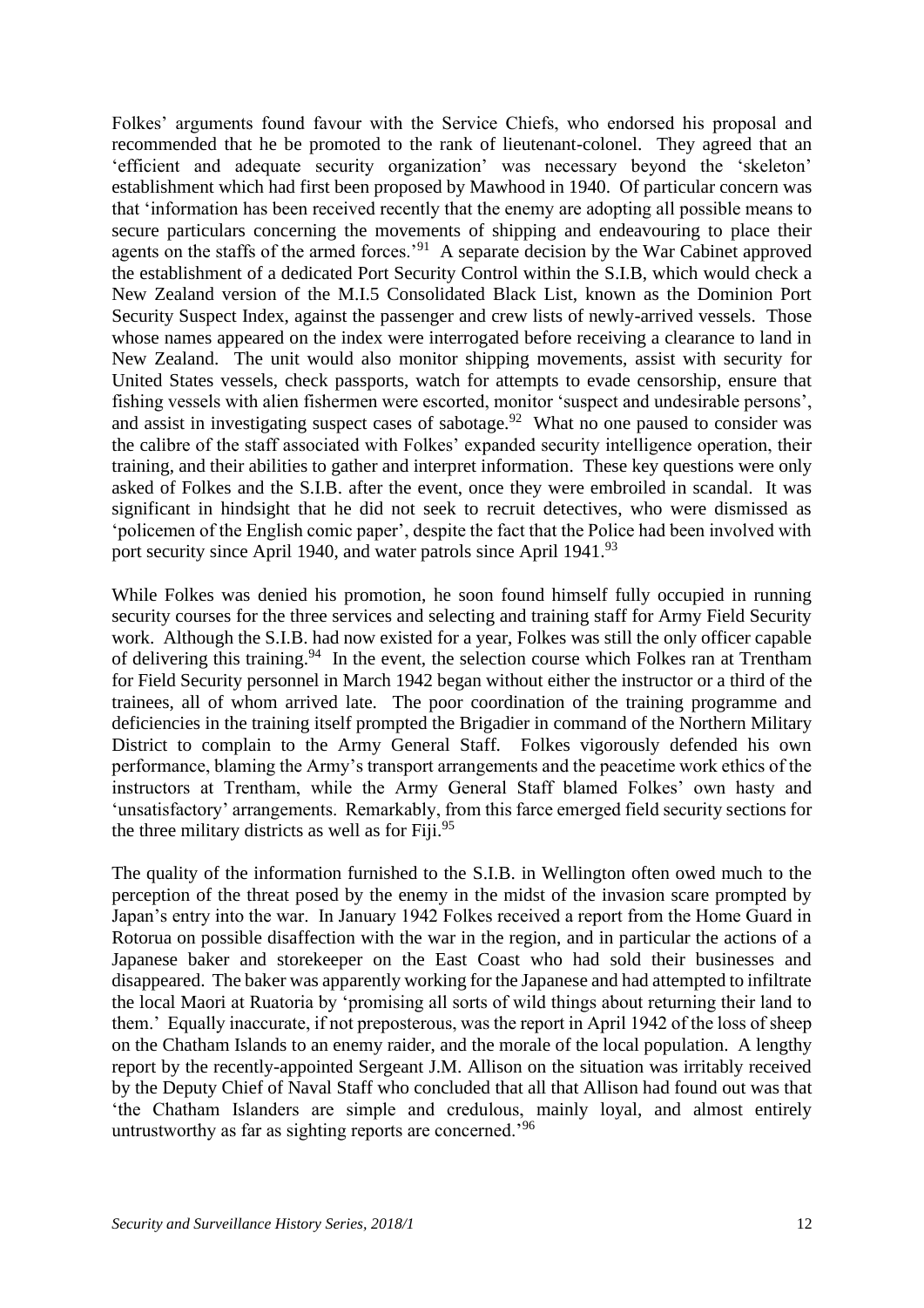Folkes' arguments found favour with the Service Chiefs, who endorsed his proposal and recommended that he be promoted to the rank of lieutenant-colonel. They agreed that an 'efficient and adequate security organization' was necessary beyond the 'skeleton' establishment which had first been proposed by Mawhood in 1940. Of particular concern was that 'information has been received recently that the enemy are adopting all possible means to secure particulars concerning the movements of shipping and endeavouring to place their agents on the staffs of the armed forces.'[91] A separate decision by the War Cabinet approved the establishment of a dedicated Port Security Control within the S.I.B, which would check a New Zealand version of the M.I.5 Consolidated Black List, known as the Dominion Port Security Suspect Index, against the passenger and crew lists of newly-arrived vessels. Those whose names appeared on the index were interrogated before receiving a clearance to land in New Zealand. The unit would also monitor shipping movements, assist with security for United States vessels, check passports, watch for attempts to evade censorship, ensure that fishing vessels with alien fishermen were escorted, monitor 'suspect and undesirable persons', and assist in investigating suspect cases of sabotage.[92] What no one paused to consider was the calibre of the staff associated with Folkes' expanded security intelligence operation, their training, and their abilities to gather and interpret information. These key questions were only asked of Folkes and the S.I.B. after the event, once they were embroiled in scandal. It was significant in hindsight that he did not seek to recruit detectives, who were dismissed as 'policemen of the English comic paper', despite the fact that the Police had been involved with port security since April 1940, and water patrols since April 1941.[93]

While Folkes was denied his promotion, he soon found himself fully occupied in running security courses for the three services and selecting and training staff for Army Field Security work. Although the S.I.B. had now existed for a year, Folkes was still the only officer capable of delivering this training.[94] In the event, the selection course which Folkes ran at Trentham for Field Security personnel in March 1942 began without either the instructor or a third of the trainees, all of whom arrived late. The poor coordination of the training programme and deficiencies in the training itself prompted the Brigadier in command of the Northern Military District to complain to the Army General Staff. Folkes vigorously defended his own performance, blaming the Army's transport arrangements and the peacetime work ethics of the instructors at Trentham, while the Army General Staff blamed Folkes' own hasty and 'unsatisfactory' arrangements. Remarkably, from this farce emerged field security sections for the three military districts as well as for Fiji.[95]

The quality of the information furnished to the S.I.B. in Wellington often owed much to the perception of the threat posed by the enemy in the midst of the invasion scare prompted by Japan's entry into the war. In January 1942 Folkes received a report from the Home Guard in Rotorua on possible disaffection with the war in the region, and in particular the actions of a Japanese baker and storekeeper on the East Coast who had sold their businesses and disappeared. The baker was apparently working for the Japanese and had attempted to infiltrate the local Maori at Ruatoria by 'promising all sorts of wild things about returning their land to them.' Equally inaccurate, if not preposterous, was the report in April 1942 of the loss of sheep on the Chatham Islands to an enemy raider, and the morale of the local population. A lengthy report by the recently-appointed Sergeant J.M. Allison on the situation was irritably received by the Deputy Chief of Naval Staff who concluded that all that Allison had found out was that 'the Chatham Islanders are simple and credulous, mainly loyal, and almost entirely untrustworthy as far as sighting reports are concerned.'[96]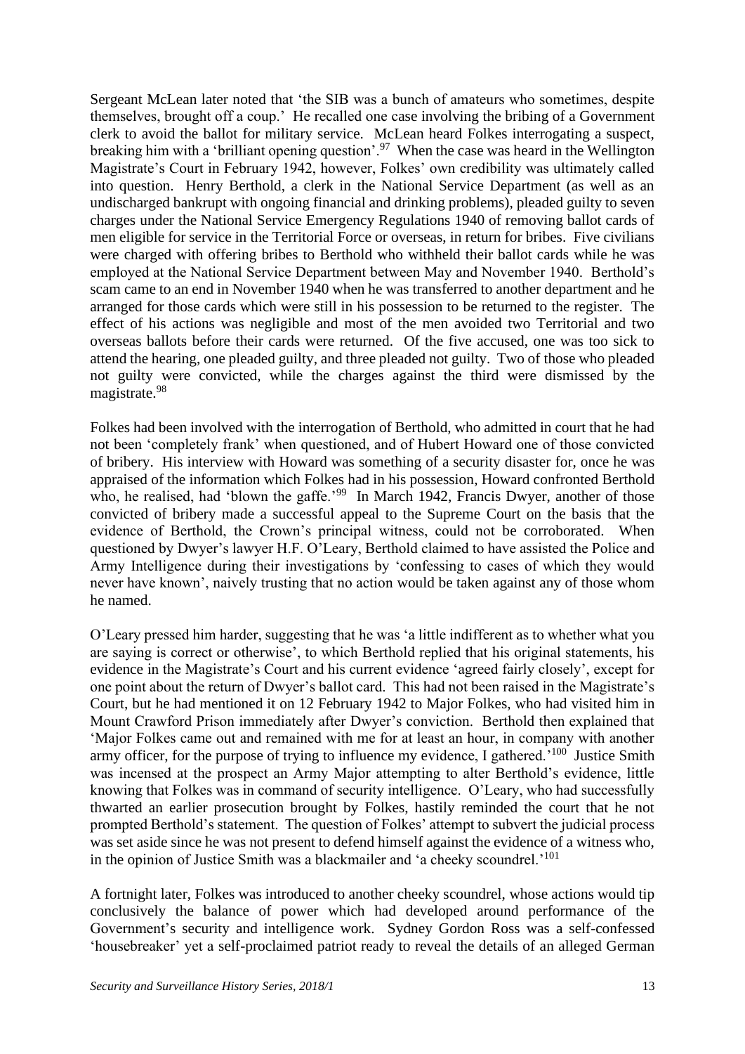Sergeant McLean later noted that 'the SIB was a bunch of amateurs who sometimes, despite themselves, brought off a coup.' He recalled one case involving the bribing of a Government clerk to avoid the ballot for military service. McLean heard Folkes interrogating a suspect, breaking him with a 'brilliant opening question'.[97] When the case was heard in the Wellington Magistrate's Court in February 1942, however, Folkes' own credibility was ultimately called into question. Henry Berthold, a clerk in the National Service Department (as well as an undischarged bankrupt with ongoing financial and drinking problems), pleaded guilty to seven charges under the National Service Emergency Regulations 1940 of removing ballot cards of men eligible for service in the Territorial Force or overseas, in return for bribes. Five civilians were charged with offering bribes to Berthold who withheld their ballot cards while he was employed at the National Service Department between May and November 1940. Berthold's scam came to an end in November 1940 when he was transferred to another department and he arranged for those cards which were still in his possession to be returned to the register. The effect of his actions was negligible and most of the men avoided two Territorial and two overseas ballots before their cards were returned. Of the five accused, one was too sick to attend the hearing, one pleaded guilty, and three pleaded not guilty. Two of those who pleaded not guilty were convicted, while the charges against the third were dismissed by the magistrate.[98]

Folkes had been involved with the interrogation of Berthold, who admitted in court that he had not been 'completely frank' when questioned, and of Hubert Howard one of those convicted of bribery. His interview with Howard was something of a security disaster for, once he was appraised of the information which Folkes had in his possession, Howard confronted Berthold who, he realised, had 'blown the gaffe.'[99] In March 1942, Francis Dwyer, another of those convicted of bribery made a successful appeal to the Supreme Court on the basis that the evidence of Berthold, the Crown's principal witness, could not be corroborated. When questioned by Dwyer's lawyer H.F. O'Leary, Berthold claimed to have assisted the Police and Army Intelligence during their investigations by 'confessing to cases of which they would never have known', naively trusting that no action would be taken against any of those whom he named.

O'Leary pressed him harder, suggesting that he was 'a little indifferent as to whether what you are saying is correct or otherwise', to which Berthold replied that his original statements, his evidence in the Magistrate's Court and his current evidence 'agreed fairly closely', except for one point about the return of Dwyer's ballot card. This had not been raised in the Magistrate's Court, but he had mentioned it on 12 February 1942 to Major Folkes, who had visited him in Mount Crawford Prison immediately after Dwyer's conviction. Berthold then explained that 'Major Folkes came out and remained with me for at least an hour, in company with another army officer, for the purpose of trying to influence my evidence, I gathered.'[100] Justice Smith was incensed at the prospect an Army Major attempting to alter Berthold's evidence, little knowing that Folkes was in command of security intelligence. O'Leary, who had successfully thwarted an earlier prosecution brought by Folkes, hastily reminded the court that he not prompted Berthold's statement. The question of Folkes' attempt to subvert the judicial process was set aside since he was not present to defend himself against the evidence of a witness who, in the opinion of Justice Smith was a blackmailer and 'a cheeky scoundrel.'[101]

A fortnight later, Folkes was introduced to another cheeky scoundrel, whose actions would tip conclusively the balance of power which had developed around performance of the Government's security and intelligence work. Sydney Gordon Ross was a self-confessed 'housebreaker' yet a self-proclaimed patriot ready to reveal the details of an alleged German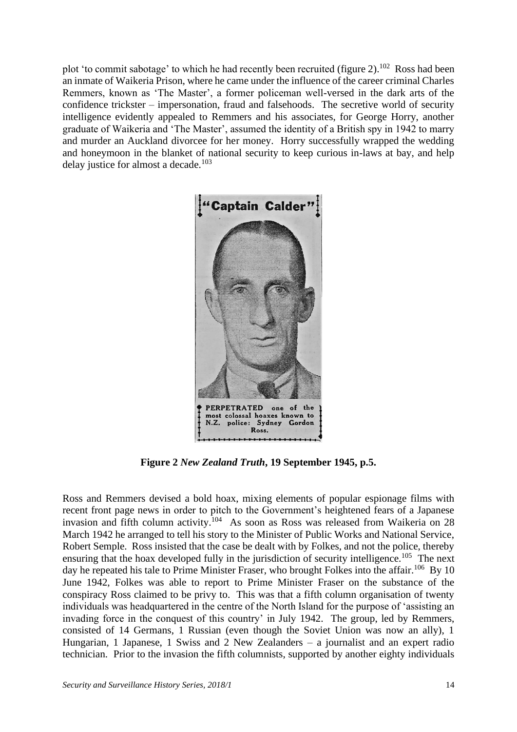plot 'to commit sabotage' to which he had recently been recruited (figure 2).[102] Ross had been an inmate of Waikeria Prison, where he came under the influence of the career criminal Charles Remmers, known as 'The Master', a former policeman well-versed in the dark arts of the confidence trickster – impersonation, fraud and falsehoods. The secretive world of security intelligence evidently appealed to Remmers and his associates, for George Horry, another graduate of Waikeria and 'The Master', assumed the identity of a British spy in 1942 to marry and murder an Auckland divorcee for her money. Horry successfully wrapped the wedding and honeymoon in the blanket of national security to keep curious in-laws at bay, and help delay justice for almost a decade.[103]

"Captain Calder"

PERPETRATED one of the most colossal hoaxes known to N.Z. police: Sydney Gordon Ross.

**Figure 2** ***New Zealand Truth*****, 19 September 1945, p.5.**

Ross and Remmers devised a bold hoax, mixing elements of popular espionage films with recent front page news in order to pitch to the Government's heightened fears of a Japanese invasion and fifth column activity.[104] As soon as Ross was released from Waikeria on 28 March 1942 he arranged to tell his story to the Minister of Public Works and National Service, Robert Semple. Ross insisted that the case be dealt with by Folkes, and not the police, thereby ensuring that the hoax developed fully in the jurisdiction of security intelligence.[105] The next day he repeated his tale to Prime Minister Fraser, who brought Folkes into the affair.[106] By 10 June 1942, Folkes was able to report to Prime Minister Fraser on the substance of the conspiracy Ross claimed to be privy to. This was that a fifth column organisation of twenty individuals was headquartered in the centre of the North Island for the purpose of 'assisting an invading force in the conquest of this country' in July 1942. The group, led by Remmers, consisted of 14 Germans, 1 Russian (even though the Soviet Union was now an ally), 1 Hungarian, 1 Japanese, 1 Swiss and 2 New Zealanders – a journalist and an expert radio technician. Prior to the invasion the fifth columnists, supported by another eighty individuals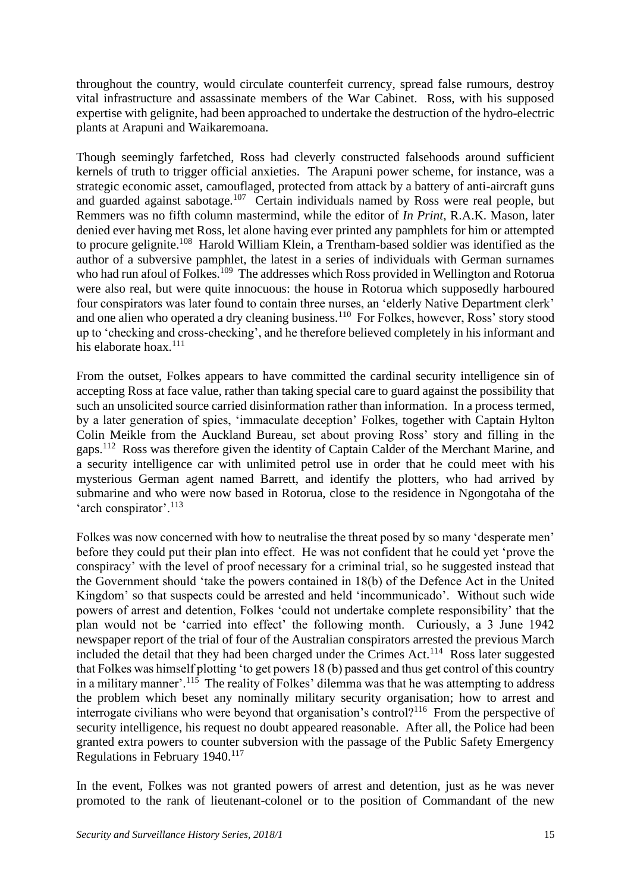throughout the country, would circulate counterfeit currency, spread false rumours, destroy vital infrastructure and assassinate members of the War Cabinet. Ross, with his supposed expertise with gelignite, had been approached to undertake the destruction of the hydro-electric plants at Arapuni and Waikaremoana.

Though seemingly farfetched, Ross had cleverly constructed falsehoods around sufficient kernels of truth to trigger official anxieties. The Arapuni power scheme, for instance, was a strategic economic asset, camouflaged, protected from attack by a battery of anti-aircraft guns and guarded against sabotage.[107] Certain individuals named by Ross were real people, but Remmers was no fifth column mastermind, while the editor of *In Print*, R.A.K. Mason, later denied ever having met Ross, let alone having ever printed any pamphlets for him or attempted to procure gelignite.[108] Harold William Klein, a Trentham-based soldier was identified as the author of a subversive pamphlet, the latest in a series of individuals with German surnames who had run afoul of Folkes.[109] The addresses which Ross provided in Wellington and Rotorua were also real, but were quite innocuous: the house in Rotorua which supposedly harboured four conspirators was later found to contain three nurses, an 'elderly Native Department clerk' and one alien who operated a dry cleaning business.[110] For Folkes, however, Ross' story stood up to 'checking and cross-checking', and he therefore believed completely in his informant and his elaborate hoax.[111]

From the outset, Folkes appears to have committed the cardinal security intelligence sin of accepting Ross at face value, rather than taking special care to guard against the possibility that such an unsolicited source carried disinformation rather than information. In a process termed, by a later generation of spies, 'immaculate deception' Folkes, together with Captain Hylton Colin Meikle from the Auckland Bureau, set about proving Ross' story and filling in the gaps.[112] Ross was therefore given the identity of Captain Calder of the Merchant Marine, and a security intelligence car with unlimited petrol use in order that he could meet with his mysterious German agent named Barrett, and identify the plotters, who had arrived by submarine and who were now based in Rotorua, close to the residence in Ngongotaha of the 'arch conspirator'.[113]

Folkes was now concerned with how to neutralise the threat posed by so many 'desperate men' before they could put their plan into effect. He was not confident that he could yet 'prove the conspiracy' with the level of proof necessary for a criminal trial, so he suggested instead that the Government should 'take the powers contained in 18(b) of the Defence Act in the United Kingdom' so that suspects could be arrested and held 'incommunicado'. Without such wide powers of arrest and detention, Folkes 'could not undertake complete responsibility' that the plan would not be 'carried into effect' the following month. Curiously, a 3 June 1942 newspaper report of the trial of four of the Australian conspirators arrested the previous March included the detail that they had been charged under the Crimes Act.[114] Ross later suggested that Folkes was himself plotting 'to get powers 18 (b) passed and thus get control of this country in a military manner'.[115] The reality of Folkes' dilemma was that he was attempting to address the problem which beset any nominally military security organisation; how to arrest and interrogate civilians who were beyond that organisation's control?[116] From the perspective of security intelligence, his request no doubt appeared reasonable. After all, the Police had been granted extra powers to counter subversion with the passage of the Public Safety Emergency Regulations in February 1940.[117]

In the event, Folkes was not granted powers of arrest and detention, just as he was never promoted to the rank of lieutenant-colonel or to the position of Commandant of the new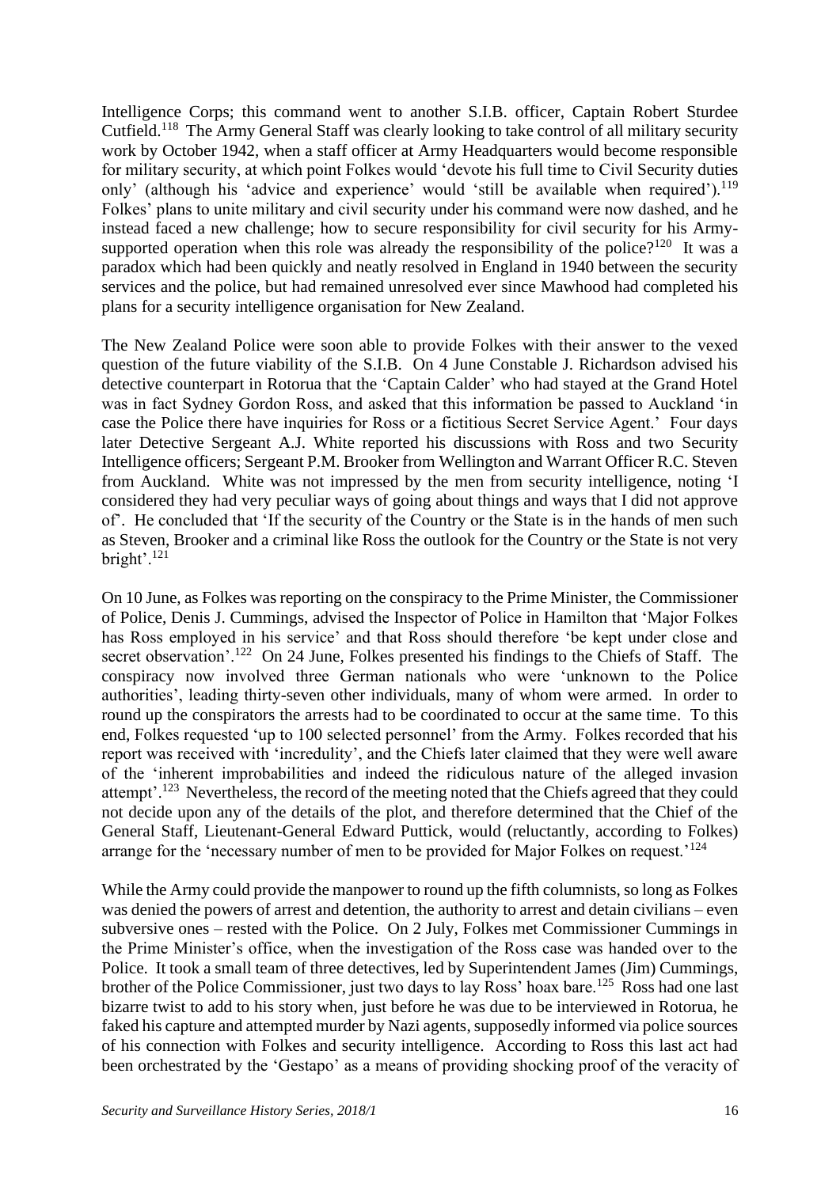Intelligence Corps; this command went to another S.I.B. officer, Captain Robert Sturdee Cutfield.[118] The Army General Staff was clearly looking to take control of all military security work by October 1942, when a staff officer at Army Headquarters would become responsible for military security, at which point Folkes would 'devote his full time to Civil Security duties only' (although his 'advice and experience' would 'still be available when required').[119] Folkes' plans to unite military and civil security under his command were now dashed, and he instead faced a new challenge; how to secure responsibility for civil security for his Army-supported operation when this role was already the responsibility of the police?[120] It was a paradox which had been quickly and neatly resolved in England in 1940 between the security services and the police, but had remained unresolved ever since Mawhood had completed his plans for a security intelligence organisation for New Zealand.

The New Zealand Police were soon able to provide Folkes with their answer to the vexed question of the future viability of the S.I.B. On 4 June Constable J. Richardson advised his detective counterpart in Rotorua that the 'Captain Calder' who had stayed at the Grand Hotel was in fact Sydney Gordon Ross, and asked that this information be passed to Auckland 'in case the Police there have inquiries for Ross or a fictitious Secret Service Agent.' Four days later Detective Sergeant A.J. White reported his discussions with Ross and two Security Intelligence officers; Sergeant P.M. Brooker from Wellington and Warrant Officer R.C. Steven from Auckland. White was not impressed by the men from security intelligence, noting 'I considered they had very peculiar ways of going about things and ways that I did not approve of'. He concluded that 'If the security of the Country or the State is in the hands of men such as Steven, Brooker and a criminal like Ross the outlook for the Country or the State is not very bright'.[121]

On 10 June, as Folkes was reporting on the conspiracy to the Prime Minister, the Commissioner of Police, Denis J. Cummings, advised the Inspector of Police in Hamilton that 'Major Folkes has Ross employed in his service' and that Ross should therefore 'be kept under close and secret observation'.[122] On 24 June, Folkes presented his findings to the Chiefs of Staff. The conspiracy now involved three German nationals who were 'unknown to the Police authorities', leading thirty-seven other individuals, many of whom were armed. In order to round up the conspirators the arrests had to be coordinated to occur at the same time. To this end, Folkes requested 'up to 100 selected personnel' from the Army. Folkes recorded that his report was received with 'incredulity', and the Chiefs later claimed that they were well aware of the 'inherent improbabilities and indeed the ridiculous nature of the alleged invasion attempt'.[123] Nevertheless, the record of the meeting noted that the Chiefs agreed that they could not decide upon any of the details of the plot, and therefore determined that the Chief of the General Staff, Lieutenant-General Edward Puttick, would (reluctantly, according to Folkes) arrange for the 'necessary number of men to be provided for Major Folkes on request.'[124]

While the Army could provide the manpower to round up the fifth columnists, so long as Folkes was denied the powers of arrest and detention, the authority to arrest and detain civilians – even subversive ones – rested with the Police. On 2 July, Folkes met Commissioner Cummings in the Prime Minister's office, when the investigation of the Ross case was handed over to the Police. It took a small team of three detectives, led by Superintendent James (Jim) Cummings, brother of the Police Commissioner, just two days to lay Ross' hoax bare.[125] Ross had one last bizarre twist to add to his story when, just before he was due to be interviewed in Rotorua, he faked his capture and attempted murder by Nazi agents, supposedly informed via police sources of his connection with Folkes and security intelligence. According to Ross this last act had been orchestrated by the 'Gestapo' as a means of providing shocking proof of the veracity of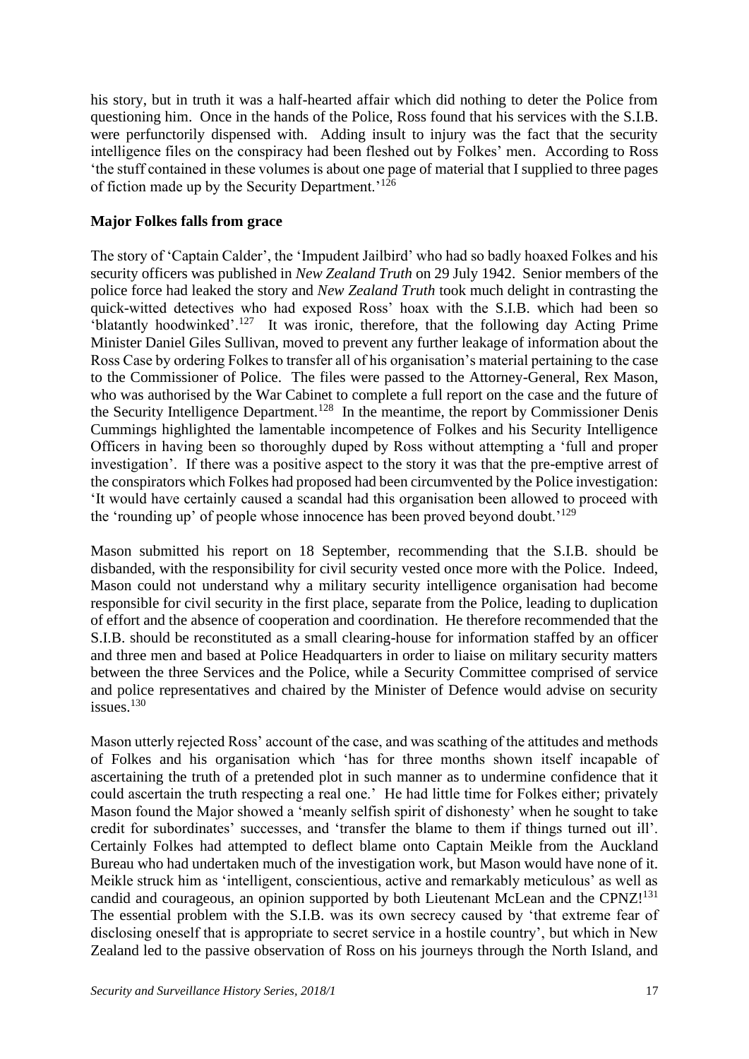his story, but in truth it was a half-hearted affair which did nothing to deter the Police from questioning him. Once in the hands of the Police, Ross found that his services with the S.I.B. were perfunctorily dispensed with. Adding insult to injury was the fact that the security intelligence files on the conspiracy had been fleshed out by Folkes' men. According to Ross 'the stuff contained in these volumes is about one page of material that I supplied to three pages of fiction made up by the Security Department.'[126]

**Major Folkes falls from grace**

The story of 'Captain Calder', the 'Impudent Jailbird' who had so badly hoaxed Folkes and his security officers was published in *New Zealand Truth* on 29 July 1942. Senior members of the police force had leaked the story and *New Zealand Truth* took much delight in contrasting the quick-witted detectives who had exposed Ross' hoax with the S.I.B. which had been so 'blatantly hoodwinked'.[127] It was ironic, therefore, that the following day Acting Prime Minister Daniel Giles Sullivan, moved to prevent any further leakage of information about the Ross Case by ordering Folkes to transfer all of his organisation's material pertaining to the case to the Commissioner of Police. The files were passed to the Attorney-General, Rex Mason, who was authorised by the War Cabinet to complete a full report on the case and the future of the Security Intelligence Department.[128] In the meantime, the report by Commissioner Denis Cummings highlighted the lamentable incompetence of Folkes and his Security Intelligence Officers in having been so thoroughly duped by Ross without attempting a 'full and proper investigation'. If there was a positive aspect to the story it was that the pre-emptive arrest of the conspirators which Folkes had proposed had been circumvented by the Police investigation: 'It would have certainly caused a scandal had this organisation been allowed to proceed with the 'rounding up' of people whose innocence has been proved beyond doubt.'[129]

Mason submitted his report on 18 September, recommending that the S.I.B. should be disbanded, with the responsibility for civil security vested once more with the Police. Indeed, Mason could not understand why a military security intelligence organisation had become responsible for civil security in the first place, separate from the Police, leading to duplication of effort and the absence of cooperation and coordination. He therefore recommended that the S.I.B. should be reconstituted as a small clearing-house for information staffed by an officer and three men and based at Police Headquarters in order to liaise on military security matters between the three Services and the Police, while a Security Committee comprised of service and police representatives and chaired by the Minister of Defence would advise on security issues.[130]

Mason utterly rejected Ross' account of the case, and was scathing of the attitudes and methods of Folkes and his organisation which 'has for three months shown itself incapable of ascertaining the truth of a pretended plot in such manner as to undermine confidence that it could ascertain the truth respecting a real one.' He had little time for Folkes either; privately Mason found the Major showed a 'meanly selfish spirit of dishonesty' when he sought to take credit for subordinates' successes, and 'transfer the blame to them if things turned out ill'. Certainly Folkes had attempted to deflect blame onto Captain Meikle from the Auckland Bureau who had undertaken much of the investigation work, but Mason would have none of it. Meikle struck him as 'intelligent, conscientious, active and remarkably meticulous' as well as candid and courageous, an opinion supported by both Lieutenant McLean and the CPNZ![131] The essential problem with the S.I.B. was its own secrecy caused by 'that extreme fear of disclosing oneself that is appropriate to secret service in a hostile country', but which in New Zealand led to the passive observation of Ross on his journeys through the North Island, and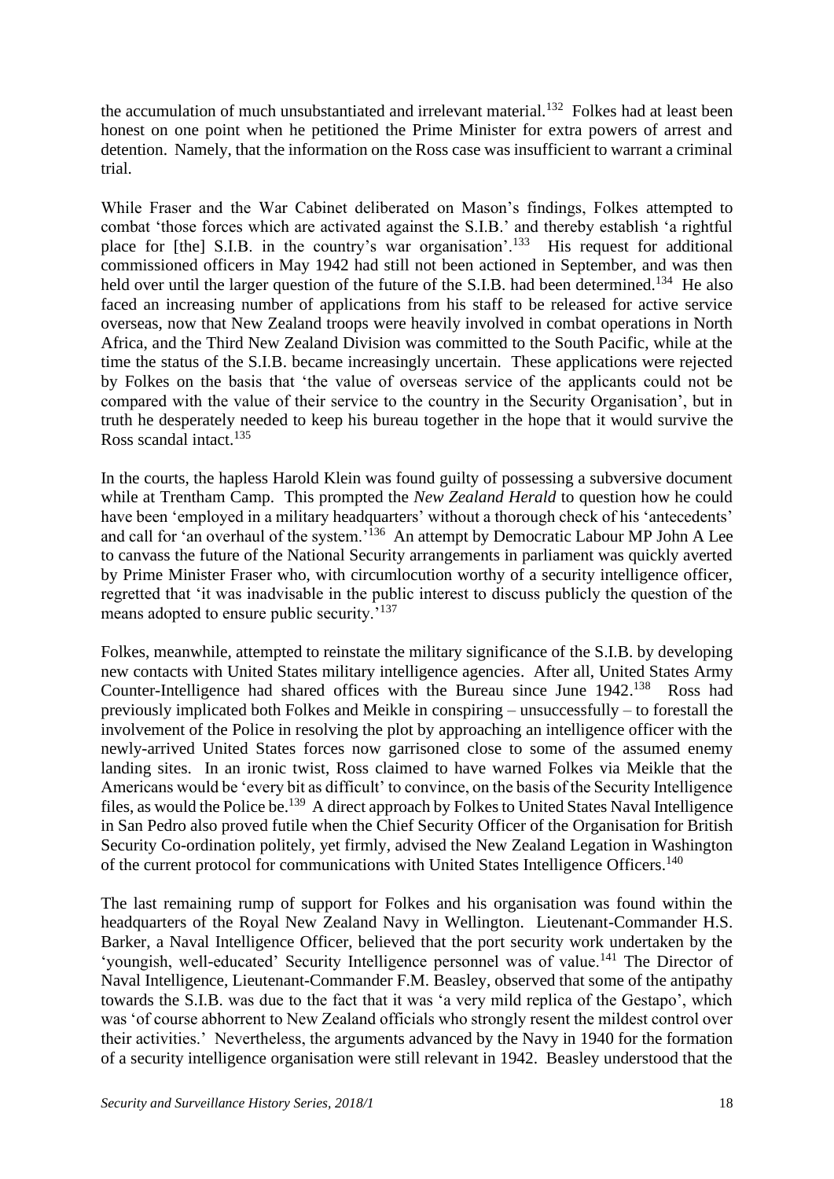the accumulation of much unsubstantiated and irrelevant material.[132] Folkes had at least been honest on one point when he petitioned the Prime Minister for extra powers of arrest and detention. Namely, that the information on the Ross case was insufficient to warrant a criminal trial.

While Fraser and the War Cabinet deliberated on Mason's findings, Folkes attempted to combat 'those forces which are activated against the S.I.B.' and thereby establish 'a rightful place for [the] S.I.B. in the country's war organisation'.[133] His request for additional commissioned officers in May 1942 had still not been actioned in September, and was then held over until the larger question of the future of the S.I.B. had been determined.[134] He also faced an increasing number of applications from his staff to be released for active service overseas, now that New Zealand troops were heavily involved in combat operations in North Africa, and the Third New Zealand Division was committed to the South Pacific, while at the time the status of the S.I.B. became increasingly uncertain. These applications were rejected by Folkes on the basis that 'the value of overseas service of the applicants could not be compared with the value of their service to the country in the Security Organisation', but in truth he desperately needed to keep his bureau together in the hope that it would survive the Ross scandal intact.[135]

In the courts, the hapless Harold Klein was found guilty of possessing a subversive document while at Trentham Camp. This prompted the *New Zealand Herald* to question how he could have been 'employed in a military headquarters' without a thorough check of his 'antecedents' and call for 'an overhaul of the system.'[136] An attempt by Democratic Labour MP John A Lee to canvass the future of the National Security arrangements in parliament was quickly averted by Prime Minister Fraser who, with circumlocution worthy of a security intelligence officer, regretted that 'it was inadvisable in the public interest to discuss publicly the question of the means adopted to ensure public security.'[137]

Folkes, meanwhile, attempted to reinstate the military significance of the S.I.B. by developing new contacts with United States military intelligence agencies. After all, United States Army Counter-Intelligence had shared offices with the Bureau since June 1942.[138] Ross had previously implicated both Folkes and Meikle in conspiring – unsuccessfully – to forestall the involvement of the Police in resolving the plot by approaching an intelligence officer with the newly-arrived United States forces now garrisoned close to some of the assumed enemy landing sites. In an ironic twist, Ross claimed to have warned Folkes via Meikle that the Americans would be 'every bit as difficult' to convince, on the basis of the Security Intelligence files, as would the Police be.[139] A direct approach by Folkes to United States Naval Intelligence in San Pedro also proved futile when the Chief Security Officer of the Organisation for British Security Co-ordination politely, yet firmly, advised the New Zealand Legation in Washington of the current protocol for communications with United States Intelligence Officers.[140]

The last remaining rump of support for Folkes and his organisation was found within the headquarters of the Royal New Zealand Navy in Wellington. Lieutenant-Commander H.S. Barker, a Naval Intelligence Officer, believed that the port security work undertaken by the 'youngish, well-educated' Security Intelligence personnel was of value.[141] The Director of Naval Intelligence, Lieutenant-Commander F.M. Beasley, observed that some of the antipathy towards the S.I.B. was due to the fact that it was 'a very mild replica of the Gestapo', which was 'of course abhorrent to New Zealand officials who strongly resent the mildest control over their activities.' Nevertheless, the arguments advanced by the Navy in 1940 for the formation of a security intelligence organisation were still relevant in 1942. Beasley understood that the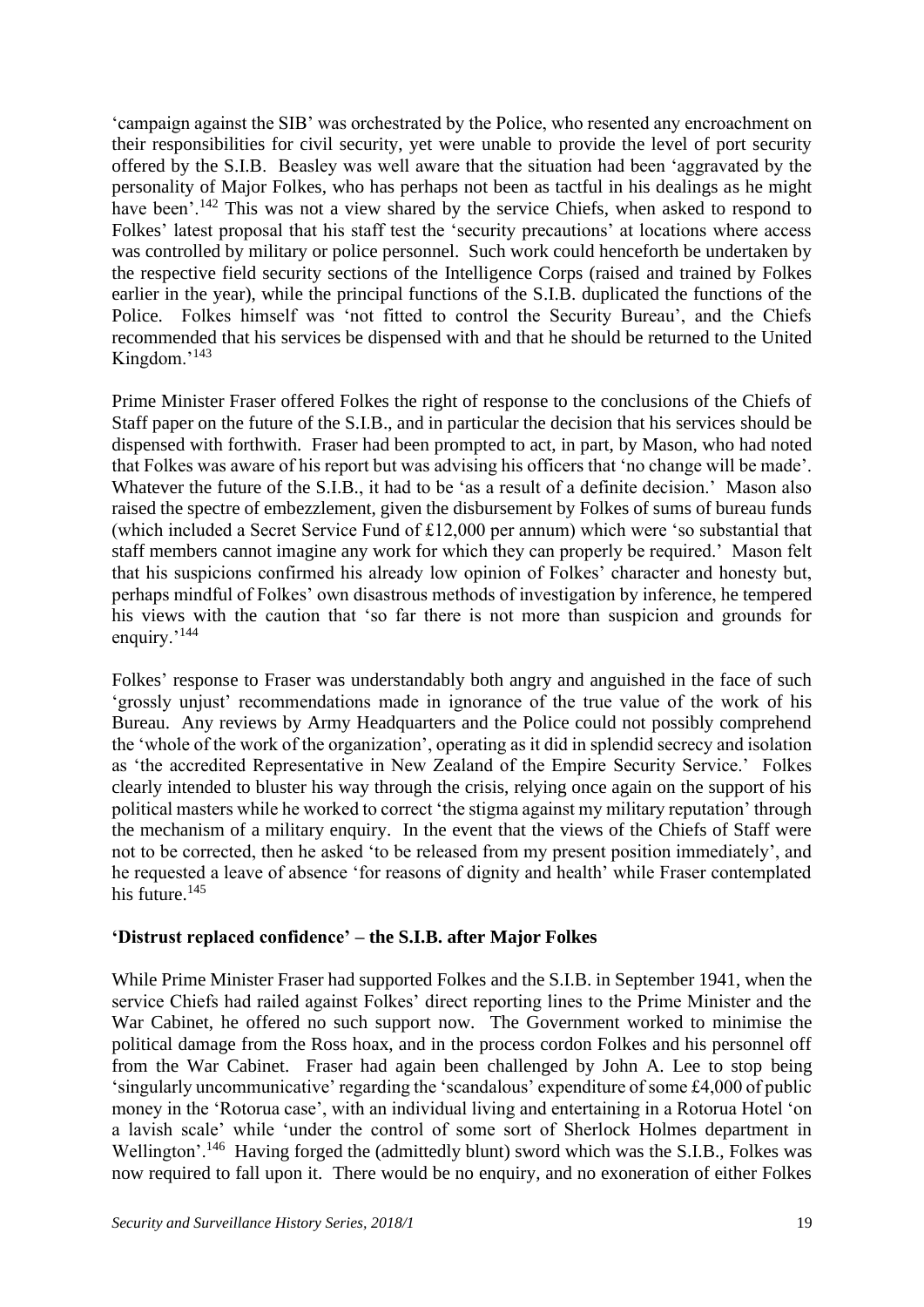'campaign against the SIB' was orchestrated by the Police, who resented any encroachment on their responsibilities for civil security, yet were unable to provide the level of port security offered by the S.I.B. Beasley was well aware that the situation had been 'aggravated by the personality of Major Folkes, who has perhaps not been as tactful in his dealings as he might have been'.[142] This was not a view shared by the service Chiefs, when asked to respond to Folkes' latest proposal that his staff test the 'security precautions' at locations where access was controlled by military or police personnel. Such work could henceforth be undertaken by the respective field security sections of the Intelligence Corps (raised and trained by Folkes earlier in the year), while the principal functions of the S.I.B. duplicated the functions of the Police. Folkes himself was 'not fitted to control the Security Bureau', and the Chiefs recommended that his services be dispensed with and that he should be returned to the United Kingdom.'[143]

Prime Minister Fraser offered Folkes the right of response to the conclusions of the Chiefs of Staff paper on the future of the S.I.B., and in particular the decision that his services should be dispensed with forthwith. Fraser had been prompted to act, in part, by Mason, who had noted that Folkes was aware of his report but was advising his officers that 'no change will be made'. Whatever the future of the S.I.B., it had to be 'as a result of a definite decision.' Mason also raised the spectre of embezzlement, given the disbursement by Folkes of sums of bureau funds (which included a Secret Service Fund of £12,000 per annum) which were 'so substantial that staff members cannot imagine any work for which they can properly be required.' Mason felt that his suspicions confirmed his already low opinion of Folkes' character and honesty but, perhaps mindful of Folkes' own disastrous methods of investigation by inference, he tempered his views with the caution that 'so far there is not more than suspicion and grounds for enquiry.'[144]

Folkes' response to Fraser was understandably both angry and anguished in the face of such 'grossly unjust' recommendations made in ignorance of the true value of the work of his Bureau. Any reviews by Army Headquarters and the Police could not possibly comprehend the 'whole of the work of the organization', operating as it did in splendid secrecy and isolation as 'the accredited Representative in New Zealand of the Empire Security Service.' Folkes clearly intended to bluster his way through the crisis, relying once again on the support of his political masters while he worked to correct 'the stigma against my military reputation' through the mechanism of a military enquiry. In the event that the views of the Chiefs of Staff were not to be corrected, then he asked 'to be released from my present position immediately', and he requested a leave of absence 'for reasons of dignity and health' while Fraser contemplated his future.[145]

## 'Distrust replaced confidence' – the S.I.B. after Major Folkes

While Prime Minister Fraser had supported Folkes and the S.I.B. in September 1941, when the service Chiefs had railed against Folkes' direct reporting lines to the Prime Minister and the War Cabinet, he offered no such support now. The Government worked to minimise the political damage from the Ross hoax, and in the process cordon Folkes and his personnel off from the War Cabinet. Fraser had again been challenged by John A. Lee to stop being 'singularly uncommunicative' regarding the 'scandalous' expenditure of some £4,000 of public money in the 'Rotorua case', with an individual living and entertaining in a Rotorua Hotel 'on a lavish scale' while 'under the control of some sort of Sherlock Holmes department in Wellington'.[146] Having forged the (admittedly blunt) sword which was the S.I.B., Folkes was now required to fall upon it. There would be no enquiry, and no exoneration of either Folkes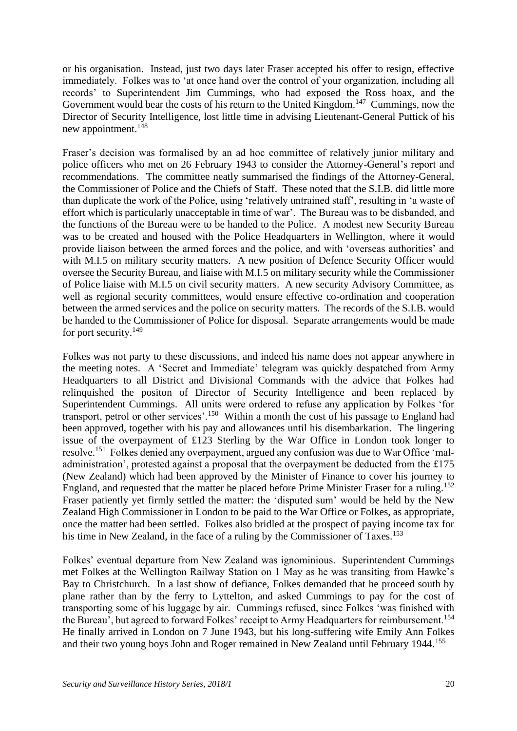or his organisation. Instead, just two days later Fraser accepted his offer to resign, effective immediately. Folkes was to 'at once hand over the control of your organization, including all records' to Superintendent Jim Cummings, who had exposed the Ross hoax, and the Government would bear the costs of his return to the United Kingdom.[147] Cummings, now the Director of Security Intelligence, lost little time in advising Lieutenant-General Puttick of his new appointment.[148]

Fraser's decision was formalised by an ad hoc committee of relatively junior military and police officers who met on 26 February 1943 to consider the Attorney-General's report and recommendations. The committee neatly summarised the findings of the Attorney-General, the Commissioner of Police and the Chiefs of Staff. These noted that the S.I.B. did little more than duplicate the work of the Police, using 'relatively untrained staff', resulting in 'a waste of effort which is particularly unacceptable in time of war'. The Bureau was to be disbanded, and the functions of the Bureau were to be handed to the Police. A modest new Security Bureau was to be created and housed with the Police Headquarters in Wellington, where it would provide liaison between the armed forces and the police, and with 'overseas authorities' and with M.I.5 on military security matters. A new position of Defence Security Officer would oversee the Security Bureau, and liaise with M.I.5 on military security while the Commissioner of Police liaise with M.I.5 on civil security matters. A new security Advisory Committee, as well as regional security committees, would ensure effective co-ordination and cooperation between the armed services and the police on security matters. The records of the S.I.B. would be handed to the Commissioner of Police for disposal. Separate arrangements would be made for port security.[149]

Folkes was not party to these discussions, and indeed his name does not appear anywhere in the meeting notes. A 'Secret and Immediate' telegram was quickly despatched from Army Headquarters to all District and Divisional Commands with the advice that Folkes had relinquished the positon of Director of Security Intelligence and been replaced by Superintendent Cummings. All units were ordered to refuse any application by Folkes 'for transport, petrol or other services'.[150] Within a month the cost of his passage to England had been approved, together with his pay and allowances until his disembarkation. The lingering issue of the overpayment of £123 Sterling by the War Office in London took longer to resolve.[151] Folkes denied any overpayment, argued any confusion was due to War Office 'mal-administration', protested against a proposal that the overpayment be deducted from the £175 (New Zealand) which had been approved by the Minister of Finance to cover his journey to England, and requested that the matter be placed before Prime Minister Fraser for a ruling.[152] Fraser patiently yet firmly settled the matter: the 'disputed sum' would be held by the New Zealand High Commissioner in London to be paid to the War Office or Folkes, as appropriate, once the matter had been settled. Folkes also bridled at the prospect of paying income tax for his time in New Zealand, in the face of a ruling by the Commissioner of Taxes.[153]

Folkes' eventual departure from New Zealand was ignominious. Superintendent Cummings met Folkes at the Wellington Railway Station on 1 May as he was transiting from Hawke's Bay to Christchurch. In a last show of defiance, Folkes demanded that he proceed south by plane rather than by the ferry to Lyttelton, and asked Cummings to pay for the cost of transporting some of his luggage by air. Cummings refused, since Folkes 'was finished with the Bureau', but agreed to forward Folkes' receipt to Army Headquarters for reimbursement.[154] He finally arrived in London on 7 June 1943, but his long-suffering wife Emily Ann Folkes and their two young boys John and Roger remained in New Zealand until February 1944.[155]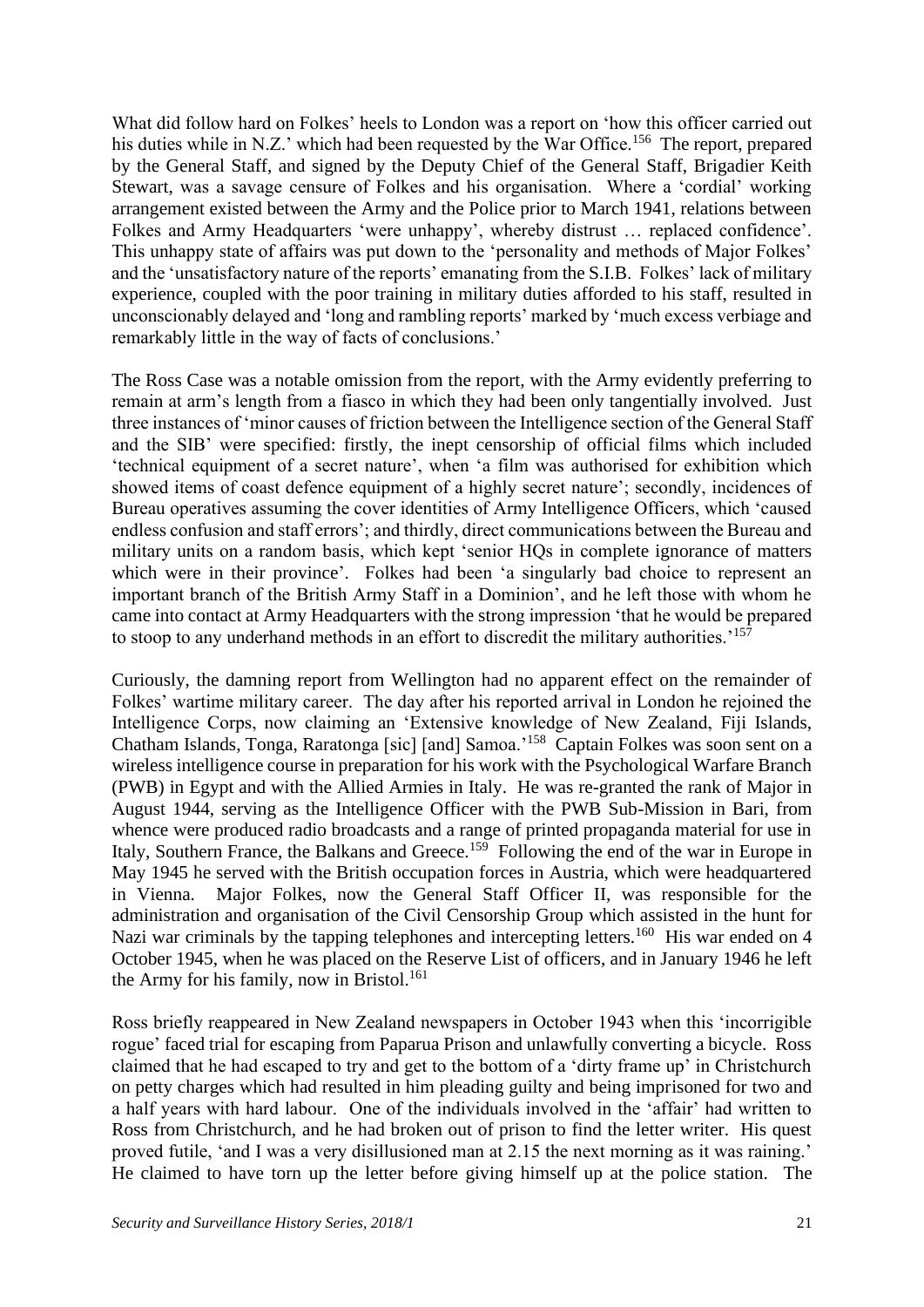What did follow hard on Folkes' heels to London was a report on 'how this officer carried out his duties while in N.Z.' which had been requested by the War Office.[156] The report, prepared by the General Staff, and signed by the Deputy Chief of the General Staff, Brigadier Keith Stewart, was a savage censure of Folkes and his organisation. Where a 'cordial' working arrangement existed between the Army and the Police prior to March 1941, relations between Folkes and Army Headquarters 'were unhappy', whereby distrust … replaced confidence'. This unhappy state of affairs was put down to the 'personality and methods of Major Folkes' and the 'unsatisfactory nature of the reports' emanating from the S.I.B. Folkes' lack of military experience, coupled with the poor training in military duties afforded to his staff, resulted in unconscionably delayed and 'long and rambling reports' marked by 'much excess verbiage and remarkably little in the way of facts of conclusions.'

The Ross Case was a notable omission from the report, with the Army evidently preferring to remain at arm's length from a fiasco in which they had been only tangentially involved. Just three instances of 'minor causes of friction between the Intelligence section of the General Staff and the SIB' were specified: firstly, the inept censorship of official films which included 'technical equipment of a secret nature', when 'a film was authorised for exhibition which showed items of coast defence equipment of a highly secret nature'; secondly, incidences of Bureau operatives assuming the cover identities of Army Intelligence Officers, which 'caused endless confusion and staff errors'; and thirdly, direct communications between the Bureau and military units on a random basis, which kept 'senior HQs in complete ignorance of matters which were in their province'. Folkes had been 'a singularly bad choice to represent an important branch of the British Army Staff in a Dominion', and he left those with whom he came into contact at Army Headquarters with the strong impression 'that he would be prepared to stoop to any underhand methods in an effort to discredit the military authorities.'[157]

Curiously, the damning report from Wellington had no apparent effect on the remainder of Folkes' wartime military career. The day after his reported arrival in London he rejoined the Intelligence Corps, now claiming an 'Extensive knowledge of New Zealand, Fiji Islands, Chatham Islands, Tonga, Raratonga [sic] [and] Samoa.'[158] Captain Folkes was soon sent on a wireless intelligence course in preparation for his work with the Psychological Warfare Branch (PWB) in Egypt and with the Allied Armies in Italy. He was re-granted the rank of Major in August 1944, serving as the Intelligence Officer with the PWB Sub-Mission in Bari, from whence were produced radio broadcasts and a range of printed propaganda material for use in Italy, Southern France, the Balkans and Greece.[159] Following the end of the war in Europe in May 1945 he served with the British occupation forces in Austria, which were headquartered in Vienna. Major Folkes, now the General Staff Officer II, was responsible for the administration and organisation of the Civil Censorship Group which assisted in the hunt for Nazi war criminals by the tapping telephones and intercepting letters.[160] His war ended on 4 October 1945, when he was placed on the Reserve List of officers, and in January 1946 he left the Army for his family, now in Bristol.[161]

Ross briefly reappeared in New Zealand newspapers in October 1943 when this 'incorrigible rogue' faced trial for escaping from Paparua Prison and unlawfully converting a bicycle. Ross claimed that he had escaped to try and get to the bottom of a 'dirty frame up' in Christchurch on petty charges which had resulted in him pleading guilty and being imprisoned for two and a half years with hard labour. One of the individuals involved in the 'affair' had written to Ross from Christchurch, and he had broken out of prison to find the letter writer. His quest proved futile, 'and I was a very disillusioned man at 2.15 the next morning as it was raining.' He claimed to have torn up the letter before giving himself up at the police station. The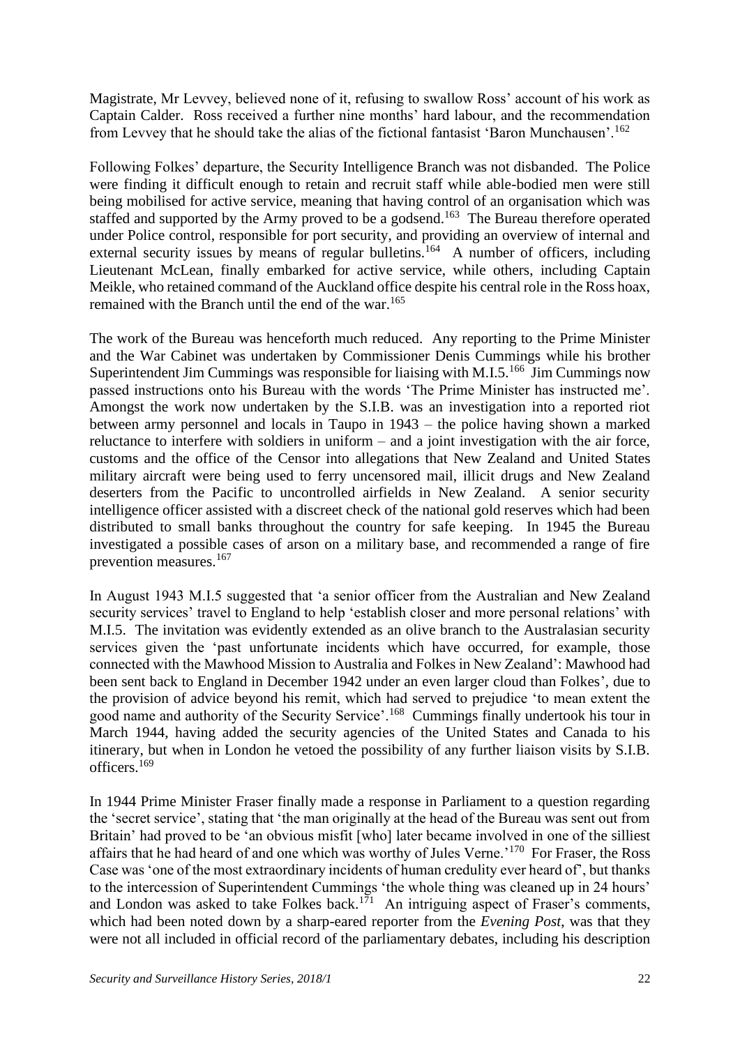Magistrate, Mr Levvey, believed none of it, refusing to swallow Ross' account of his work as Captain Calder. Ross received a further nine months' hard labour, and the recommendation from Levvey that he should take the alias of the fictional fantasist 'Baron Munchausen'.[162]

Following Folkes' departure, the Security Intelligence Branch was not disbanded. The Police were finding it difficult enough to retain and recruit staff while able-bodied men were still being mobilised for active service, meaning that having control of an organisation which was staffed and supported by the Army proved to be a godsend.[163] The Bureau therefore operated under Police control, responsible for port security, and providing an overview of internal and external security issues by means of regular bulletins.[164] A number of officers, including Lieutenant McLean, finally embarked for active service, while others, including Captain Meikle, who retained command of the Auckland office despite his central role in the Ross hoax, remained with the Branch until the end of the war.[165]

The work of the Bureau was henceforth much reduced. Any reporting to the Prime Minister and the War Cabinet was undertaken by Commissioner Denis Cummings while his brother Superintendent Jim Cummings was responsible for liaising with M.I.5.[166] Jim Cummings now passed instructions onto his Bureau with the words 'The Prime Minister has instructed me'. Amongst the work now undertaken by the S.I.B. was an investigation into a reported riot between army personnel and locals in Taupo in 1943 – the police having shown a marked reluctance to interfere with soldiers in uniform – and a joint investigation with the air force, customs and the office of the Censor into allegations that New Zealand and United States military aircraft were being used to ferry uncensored mail, illicit drugs and New Zealand deserters from the Pacific to uncontrolled airfields in New Zealand. A senior security intelligence officer assisted with a discreet check of the national gold reserves which had been distributed to small banks throughout the country for safe keeping. In 1945 the Bureau investigated a possible cases of arson on a military base, and recommended a range of fire prevention measures.[167]

In August 1943 M.I.5 suggested that 'a senior officer from the Australian and New Zealand security services' travel to England to help 'establish closer and more personal relations' with M.I.5. The invitation was evidently extended as an olive branch to the Australasian security services given the 'past unfortunate incidents which have occurred, for example, those connected with the Mawhood Mission to Australia and Folkes in New Zealand': Mawhood had been sent back to England in December 1942 under an even larger cloud than Folkes', due to the provision of advice beyond his remit, which had served to prejudice 'to mean extent the good name and authority of the Security Service'.[168] Cummings finally undertook his tour in March 1944, having added the security agencies of the United States and Canada to his itinerary, but when in London he vetoed the possibility of any further liaison visits by S.I.B. officers.[169]

In 1944 Prime Minister Fraser finally made a response in Parliament to a question regarding the 'secret service', stating that 'the man originally at the head of the Bureau was sent out from Britain' had proved to be 'an obvious misfit [who] later became involved in one of the silliest affairs that he had heard of and one which was worthy of Jules Verne.'[170] For Fraser, the Ross Case was 'one of the most extraordinary incidents of human credulity ever heard of', but thanks to the intercession of Superintendent Cummings 'the whole thing was cleaned up in 24 hours' and London was asked to take Folkes back.[171] An intriguing aspect of Fraser's comments, which had been noted down by a sharp-eared reporter from the *Evening Post*, was that they were not all included in official record of the parliamentary debates, including his description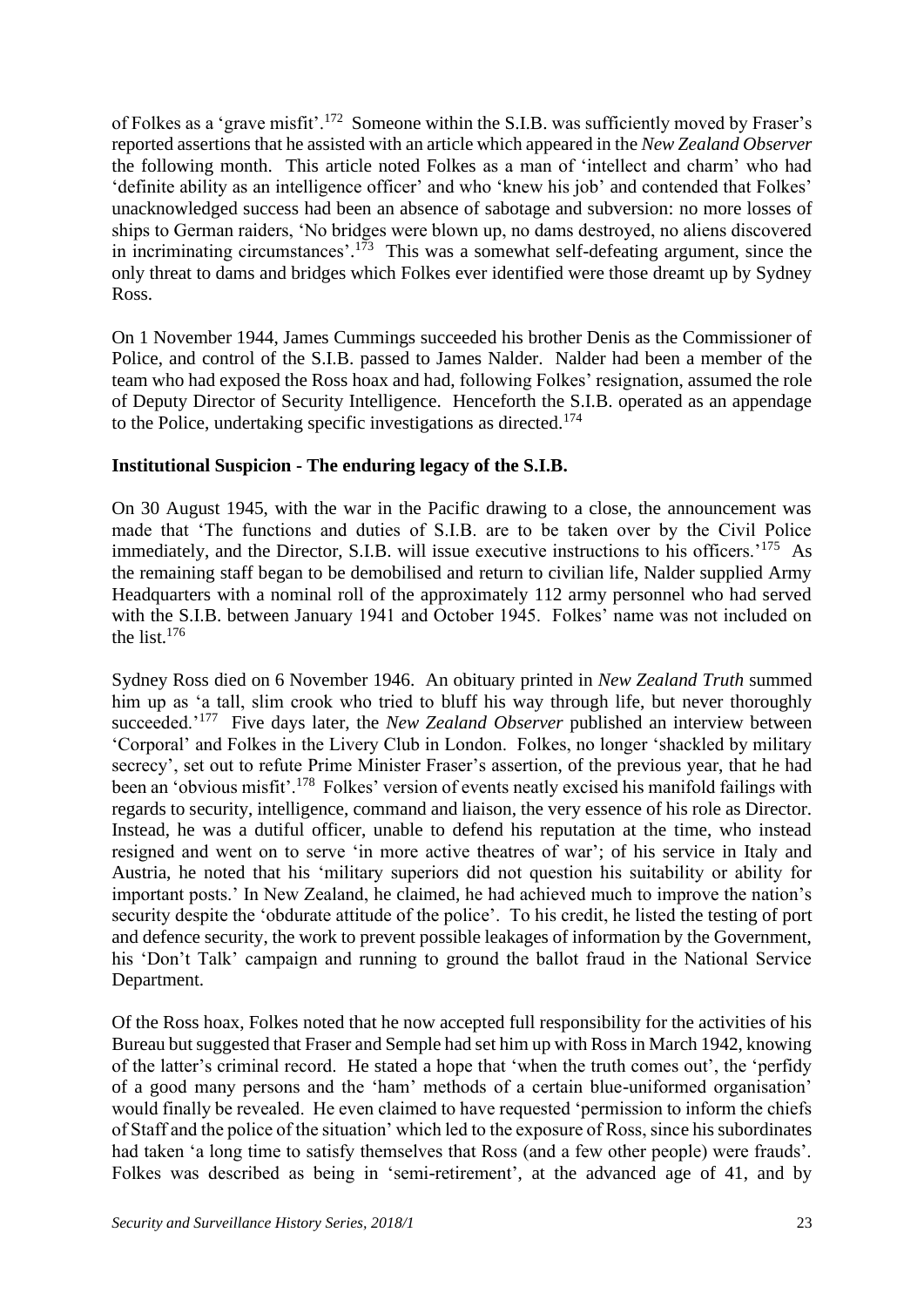of Folkes as a 'grave misfit'.[172] Someone within the S.I.B. was sufficiently moved by Fraser's reported assertions that he assisted with an article which appeared in the *New Zealand Observer* the following month. This article noted Folkes as a man of 'intellect and charm' who had 'definite ability as an intelligence officer' and who 'knew his job' and contended that Folkes' unacknowledged success had been an absence of sabotage and subversion: no more losses of ships to German raiders, 'No bridges were blown up, no dams destroyed, no aliens discovered in incriminating circumstances'.[173] This was a somewhat self-defeating argument, since the only threat to dams and bridges which Folkes ever identified were those dreamt up by Sydney Ross.

On 1 November 1944, James Cummings succeeded his brother Denis as the Commissioner of Police, and control of the S.I.B. passed to James Nalder. Nalder had been a member of the team who had exposed the Ross hoax and had, following Folkes' resignation, assumed the role of Deputy Director of Security Intelligence. Henceforth the S.I.B. operated as an appendage to the Police, undertaking specific investigations as directed.[174]

**Institutional Suspicion - The enduring legacy of the S.I.B.**

On 30 August 1945, with the war in the Pacific drawing to a close, the announcement was made that 'The functions and duties of S.I.B. are to be taken over by the Civil Police immediately, and the Director, S.I.B. will issue executive instructions to his officers.'[175] As the remaining staff began to be demobilised and return to civilian life, Nalder supplied Army Headquarters with a nominal roll of the approximately 112 army personnel who had served with the S.I.B. between January 1941 and October 1945. Folkes' name was not included on the list.[176]

Sydney Ross died on 6 November 1946. An obituary printed in *New Zealand Truth* summed him up as 'a tall, slim crook who tried to bluff his way through life, but never thoroughly succeeded.'[177] Five days later, the *New Zealand Observer* published an interview between 'Corporal' and Folkes in the Livery Club in London. Folkes, no longer 'shackled by military secrecy', set out to refute Prime Minister Fraser's assertion, of the previous year, that he had been an 'obvious misfit'.[178] Folkes' version of events neatly excised his manifold failings with regards to security, intelligence, command and liaison, the very essence of his role as Director. Instead, he was a dutiful officer, unable to defend his reputation at the time, who instead resigned and went on to serve 'in more active theatres of war'; of his service in Italy and Austria, he noted that his 'military superiors did not question his suitability or ability for important posts.' In New Zealand, he claimed, he had achieved much to improve the nation's security despite the 'obdurate attitude of the police'. To his credit, he listed the testing of port and defence security, the work to prevent possible leakages of information by the Government, his 'Don't Talk' campaign and running to ground the ballot fraud in the National Service Department.

Of the Ross hoax, Folkes noted that he now accepted full responsibility for the activities of his Bureau but suggested that Fraser and Semple had set him up with Ross in March 1942, knowing of the latter's criminal record. He stated a hope that 'when the truth comes out', the 'perfidy of a good many persons and the 'ham' methods of a certain blue-uniformed organisation' would finally be revealed. He even claimed to have requested 'permission to inform the chiefs of Staff and the police of the situation' which led to the exposure of Ross, since his subordinates had taken 'a long time to satisfy themselves that Ross (and a few other people) were frauds'. Folkes was described as being in 'semi-retirement', at the advanced age of 41, and by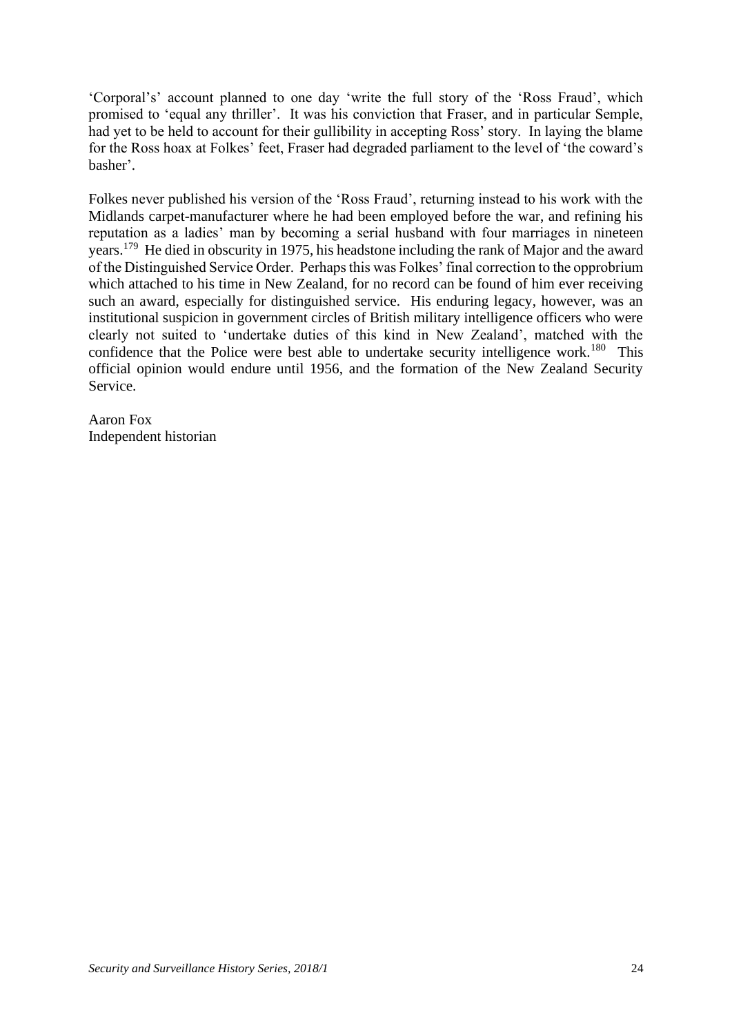'Corporal's' account planned to one day 'write the full story of the 'Ross Fraud', which promised to 'equal any thriller'. It was his conviction that Fraser, and in particular Semple, had yet to be held to account for their gullibility in accepting Ross' story. In laying the blame for the Ross hoax at Folkes' feet, Fraser had degraded parliament to the level of 'the coward's basher'.

Folkes never published his version of the 'Ross Fraud', returning instead to his work with the Midlands carpet-manufacturer where he had been employed before the war, and refining his reputation as a ladies' man by becoming a serial husband with four marriages in nineteen years.[179] He died in obscurity in 1975, his headstone including the rank of Major and the award of the Distinguished Service Order. Perhaps this was Folkes' final correction to the opprobrium which attached to his time in New Zealand, for no record can be found of him ever receiving such an award, especially for distinguished service. His enduring legacy, however, was an institutional suspicion in government circles of British military intelligence officers who were clearly not suited to 'undertake duties of this kind in New Zealand', matched with the confidence that the Police were best able to undertake security intelligence work.[180] This official opinion would endure until 1956, and the formation of the New Zealand Security Service.

Aaron Fox
Independent historian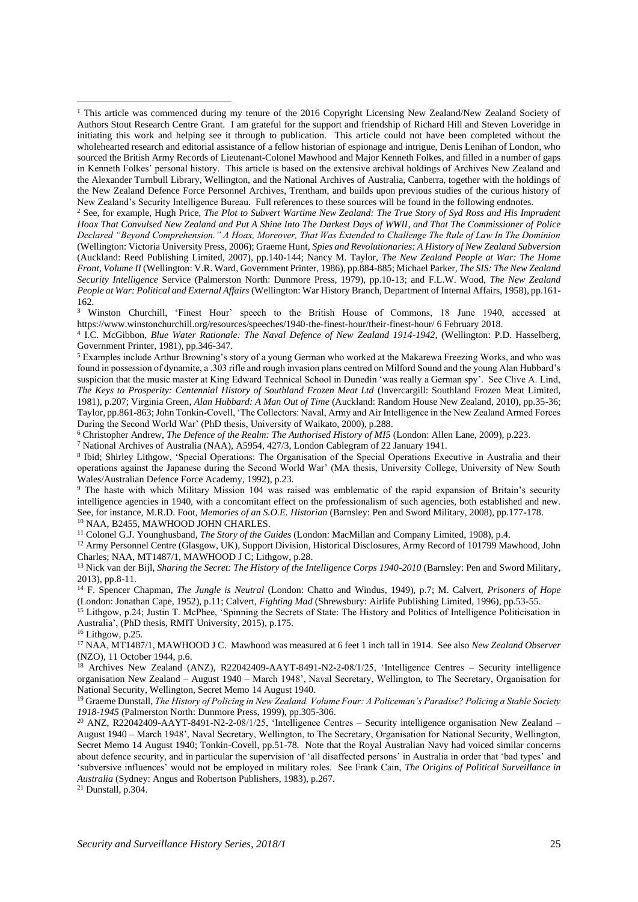[1] This article was commenced during my tenure of the 2016 Copyright Licensing New Zealand/New Zealand Society of Authors Stout Research Centre Grant. I am grateful for the support and friendship of Richard Hill and Steven Loveridge in initiating this work and helping see it through to publication. This article could not have been completed without the wholehearted research and editorial assistance of a fellow historian of espionage and intrigue, Denis Lenihan of London, who sourced the British Army Records of Lieutenant-Colonel Mawhood and Major Kenneth Folkes, and filled in a number of gaps in Kenneth Folkes' personal history. This article is based on the extensive archival holdings of Archives New Zealand and the Alexander Turnbull Library, Wellington, and the National Archives of Australia, Canberra, together with the holdings of the New Zealand Defence Force Personnel Archives, Trentham, and builds upon previous studies of the curious history of New Zealand's Security Intelligence Bureau. Full references to these sources will be found in the following endnotes.

[2] See, for example, Hugh Price, *The Plot to Subvert Wartime New Zealand: The True Story of Syd Ross and His Imprudent Hoax That Convulsed New Zealand and Put A Shine Into The Darkest Days of WWII, and That The Commissioner of Police Declared "Beyond Comprehension." A Hoax, Moreover, That Was Extended to Challenge The Rule of Law In The Dominion* (Wellington: Victoria University Press, 2006); Graeme Hunt, *Spies and Revolutionaries: A History of New Zealand Subversion* (Auckland: Reed Publishing Limited, 2007), pp.140-144; Nancy M. Taylor, *The New Zealand People at War: The Home Front, Volume II* (Wellington: V.R. Ward, Government Printer, 1986), pp.884-885; Michael Parker, *The SIS: The New Zealand Security Intelligence* Service (Palmerston North: Dunmore Press, 1979), pp.10-13; and F.L.W. Wood, *The New Zealand People at War: Political and External Affairs* (Wellington: War History Branch, Department of Internal Affairs, 1958), pp.161-162.

[3] Winston Churchill, 'Finest Hour' speech to the British House of Commons, 18 June 1940, accessed at https://www.winstonchurchill.org/resources/speeches/1940-the-finest-hour/their-finest-hour/ 6 February 2018.

[4] I.C. McGibbon, *Blue Water Rationale: The Naval Defence of New Zealand 1914-1942*, (Wellington: P.D. Hasselberg, Government Printer, 1981), pp.346-347.

[5] Examples include Arthur Browning's story of a young German who worked at the Makarewa Freezing Works, and who was found in possession of dynamite, a .303 rifle and rough invasion plans centred on Milford Sound and the young Alan Hubbard's suspicion that the music master at King Edward Technical School in Dunedin 'was really a German spy'. See Clive A. Lind, *The Keys to Prosperity: Centennial History of Southland Frozen Meat Ltd* (Invercargill: Southland Frozen Meat Limited, 1981), p.207; Virginia Green, *Alan Hubbard: A Man Out of Time* (Auckland: Random House New Zealand, 2010), pp.35-36; Taylor, pp.861-863; John Tonkin-Covell, 'The Collectors: Naval, Army and Air Intelligence in the New Zealand Armed Forces During the Second World War' (PhD thesis, University of Waikato, 2000), p.288.

[6] Christopher Andrew, *The Defence of the Realm: The Authorised History of MI5* (London: Allen Lane, 2009), p.223.

[7] National Archives of Australia (NAA), A5954, 427/3, London Cablegram of 22 January 1941.

[8] Ibid; Shirley Lithgow, 'Special Operations: The Organisation of the Special Operations Executive in Australia and their operations against the Japanese during the Second World War' (MA thesis, University College, University of New South Wales/Australian Defence Force Academy, 1992), p.23.

[9] The haste with which Military Mission 104 was raised was emblematic of the rapid expansion of Britain's security intelligence agencies in 1940, with a concomitant effect on the professionalism of such agencies, both established and new. See, for instance, M.R.D. Foot, *Memories of an S.O.E. Historian* (Barnsley: Pen and Sword Military, 2008), pp.177-178.

[10] NAA, B2455, MAWHOOD JOHN CHARLES.

[11] Colonel G.J. Younghusband, *The Story of the Guides* (London: MacMillan and Company Limited, 1908), p.4.

[12] Army Personnel Centre (Glasgow, UK), Support Division, Historical Disclosures, Army Record of 101799 Mawhood, John Charles; NAA, MT1487/1, MAWHOOD J C; Lithgow, p.28.

[13] Nick van der Bijl, *Sharing the Secret: The History of the Intelligence Corps 1940-2010* (Barnsley: Pen and Sword Military, 2013), pp.8-11.

[14] F. Spencer Chapman, *The Jungle is Neutral* (London: Chatto and Windus, 1949), p.7; M. Calvert, *Prisoners of Hope* (London: Jonathan Cape, 1952), p.11; Calvert, *Fighting Mad* (Shrewsbury: Airlife Publishing Limited, 1996), pp.53-55.

[15] Lithgow, p.24; Justin T. McPhee, 'Spinning the Secrets of State: The History and Politics of Intelligence Politicisation in Australia', (PhD thesis, RMIT University, 2015), p.175.

[16] Lithgow, p.25.

[17] NAA, MT1487/1, MAWHOOD J C. Mawhood was measured at 6 feet 1 inch tall in 1914. See also *New Zealand Observer* (NZO), 11 October 1944, p.6.

[18] Archives New Zealand (ANZ), R22042409-AAYT-8491-N2-2-08/1/25, 'Intelligence Centres – Security intelligence organisation New Zealand – August 1940 – March 1948', Naval Secretary, Wellington, to The Secretary, Organisation for National Security, Wellington, Secret Memo 14 August 1940.

[19] Graeme Dunstall, *The History of Policing in New Zealand. Volume Four: A Policeman's Paradise? Policing a Stable Society 1918-1945* (Palmerston North: Dunmore Press, 1999), pp.305-306.

[20] ANZ, R22042409-AAYT-8491-N2-2-08/1/25, 'Intelligence Centres – Security intelligence organisation New Zealand – August 1940 – March 1948', Naval Secretary, Wellington, to The Secretary, Organisation for National Security, Wellington, Secret Memo 14 August 1940; Tonkin-Covell, pp.51-78. Note that the Royal Australian Navy had voiced similar concerns about defence security, and in particular the supervision of 'all disaffected persons' in Australia in order that 'bad types' and 'subversive influences' would not be employed in military roles. See Frank Cain, *The Origins of Political Surveillance in Australia* (Sydney: Angus and Robertson Publishers, 1983), p.267.

[21] Dunstall, p.304.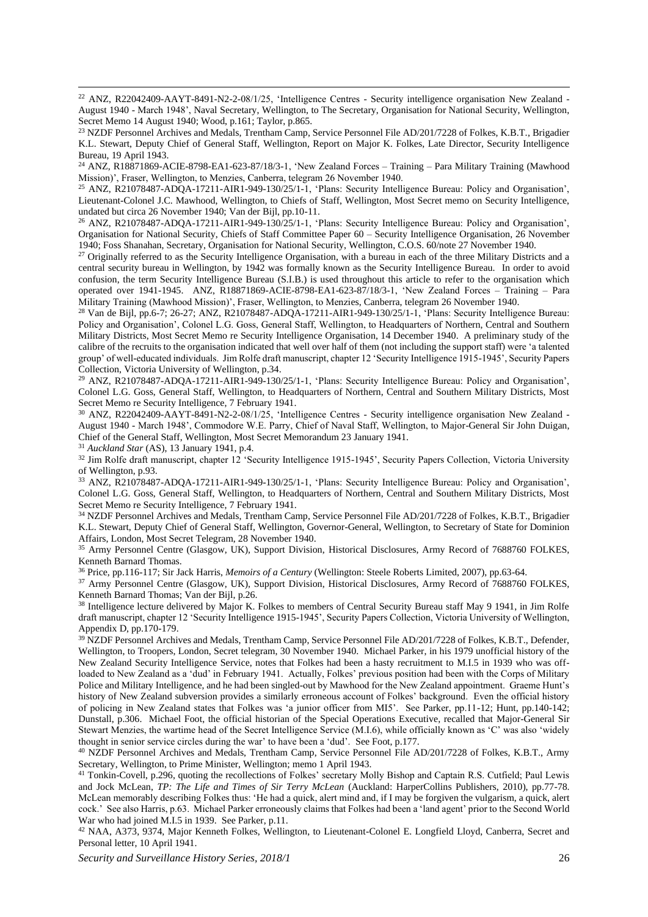[22] ANZ, R22042409-AAYT-8491-N2-2-08/1/25, 'Intelligence Centres - Security intelligence organisation New Zealand - August 1940 - March 1948', Naval Secretary, Wellington, to The Secretary, Organisation for National Security, Wellington, Secret Memo 14 August 1940; Wood, p.161; Taylor, p.865.

[23] NZDF Personnel Archives and Medals, Trentham Camp, Service Personnel File AD/201/7228 of Folkes, K.B.T., Brigadier K.L. Stewart, Deputy Chief of General Staff, Wellington, Report on Major K. Folkes, Late Director, Security Intelligence Bureau, 19 April 1943.

[24] ANZ, R18871869-ACIE-8798-EA1-623-87/18/3-1, 'New Zealand Forces – Training – Para Military Training (Mawhood Mission)', Fraser, Wellington, to Menzies, Canberra, telegram 26 November 1940.

[25] ANZ, R21078487-ADQA-17211-AIR1-949-130/25/1-1, 'Plans: Security Intelligence Bureau: Policy and Organisation', Lieutenant-Colonel J.C. Mawhood, Wellington, to Chiefs of Staff, Wellington, Most Secret memo on Security Intelligence, undated but circa 26 November 1940; Van der Bijl, pp.10-11.

[26] ANZ, R21078487-ADQA-17211-AIR1-949-130/25/1-1, 'Plans: Security Intelligence Bureau: Policy and Organisation', Organisation for National Security, Chiefs of Staff Committee Paper 60 – Security Intelligence Organisation, 26 November 1940; Foss Shanahan, Secretary, Organisation for National Security, Wellington, C.O.S. 60/note 27 November 1940.

[27] Originally referred to as the Security Intelligence Organisation, with a bureau in each of the three Military Districts and a central security bureau in Wellington, by 1942 was formally known as the Security Intelligence Bureau. In order to avoid confusion, the term Security Intelligence Bureau (S.I.B.) is used throughout this article to refer to the organisation which operated over 1941-1945. ANZ, R18871869-ACIE-8798-EA1-623-87/18/3-1, 'New Zealand Forces – Training – Para Military Training (Mawhood Mission)', Fraser, Wellington, to Menzies, Canberra, telegram 26 November 1940.

[28] Van de Bijl, pp.6-7; 26-27; ANZ, R21078487-ADQA-17211-AIR1-949-130/25/1-1, 'Plans: Security Intelligence Bureau: Policy and Organisation', Colonel L.G. Goss, General Staff, Wellington, to Headquarters of Northern, Central and Southern Military Districts, Most Secret Memo re Security Intelligence Organisation, 14 December 1940. A preliminary study of the calibre of the recruits to the organisation indicated that well over half of them (not including the support staff) were 'a talented group' of well-educated individuals. Jim Rolfe draft manuscript, chapter 12 'Security Intelligence 1915-1945', Security Papers Collection, Victoria University of Wellington, p.34.

[29] ANZ, R21078487-ADQA-17211-AIR1-949-130/25/1-1, 'Plans: Security Intelligence Bureau: Policy and Organisation', Colonel L.G. Goss, General Staff, Wellington, to Headquarters of Northern, Central and Southern Military Districts, Most Secret Memo re Security Intelligence, 7 February 1941.

[30] ANZ, R22042409-AAYT-8491-N2-2-08/1/25, 'Intelligence Centres - Security intelligence organisation New Zealand - August 1940 - March 1948', Commodore W.E. Parry, Chief of Naval Staff, Wellington, to Major-General Sir John Duigan, Chief of the General Staff, Wellington, Most Secret Memorandum 23 January 1941.

[31] *Auckland Star* (AS), 13 January 1941, p.4.

[32] Jim Rolfe draft manuscript, chapter 12 'Security Intelligence 1915-1945', Security Papers Collection, Victoria University of Wellington, p.93.

[33] ANZ, R21078487-ADQA-17211-AIR1-949-130/25/1-1, 'Plans: Security Intelligence Bureau: Policy and Organisation', Colonel L.G. Goss, General Staff, Wellington, to Headquarters of Northern, Central and Southern Military Districts, Most Secret Memo re Security Intelligence, 7 February 1941.

[34] NZDF Personnel Archives and Medals, Trentham Camp, Service Personnel File AD/201/7228 of Folkes, K.B.T., Brigadier K.L. Stewart, Deputy Chief of General Staff, Wellington, Governor-General, Wellington, to Secretary of State for Dominion Affairs, London, Most Secret Telegram, 28 November 1940.

[35] Army Personnel Centre (Glasgow, UK), Support Division, Historical Disclosures, Army Record of 7688760 FOLKES, Kenneth Barnard Thomas.

[36] Price, pp.116-117; Sir Jack Harris, *Memoirs of a Century* (Wellington: Steele Roberts Limited, 2007), pp.63-64.

[37] Army Personnel Centre (Glasgow, UK), Support Division, Historical Disclosures, Army Record of 7688760 FOLKES, Kenneth Barnard Thomas; Van der Bijl, p.26.

[38] Intelligence lecture delivered by Major K. Folkes to members of Central Security Bureau staff May 9 1941, in Jim Rolfe draft manuscript, chapter 12 'Security Intelligence 1915-1945', Security Papers Collection, Victoria University of Wellington, Appendix D, pp.170-179.

[39] NZDF Personnel Archives and Medals, Trentham Camp, Service Personnel File AD/201/7228 of Folkes, K.B.T., Defender, Wellington, to Troopers, London, Secret telegram, 30 November 1940. Michael Parker, in his 1979 unofficial history of the New Zealand Security Intelligence Service, notes that Folkes had been a hasty recruitment to M.I.5 in 1939 who was off-loaded to New Zealand as a 'dud' in February 1941. Actually, Folkes' previous position had been with the Corps of Military Police and Military Intelligence, and he had been singled-out by Mawhood for the New Zealand appointment. Graeme Hunt's history of New Zealand subversion provides a similarly erroneous account of Folkes' background. Even the official history of policing in New Zealand states that Folkes was 'a junior officer from MI5'. See Parker, pp.11-12; Hunt, pp.140-142; Dunstall, p.306. Michael Foot, the official historian of the Special Operations Executive, recalled that Major-General Sir Stewart Menzies, the wartime head of the Secret Intelligence Service (M.I.6), while officially known as 'C' was also 'widely thought in senior service circles during the war' to have been a 'dud'. See Foot, p.177.

[40] NZDF Personnel Archives and Medals, Trentham Camp, Service Personnel File AD/201/7228 of Folkes, K.B.T., Army Secretary, Wellington, to Prime Minister, Wellington; memo 1 April 1943.

[41] Tonkin-Covell, p.296, quoting the recollections of Folkes' secretary Molly Bishop and Captain R.S. Cutfield; Paul Lewis and Jock McLean, *TP: The Life and Times of Sir Terry McLean* (Auckland: HarperCollins Publishers, 2010), pp.77-78. McLean memorably describing Folkes thus: 'He had a quick, alert mind and, if I may be forgiven the vulgarism, a quick, alert cock.' See also Harris, p.63. Michael Parker erroneously claims that Folkes had been a 'land agent' prior to the Second World War who had joined M.I.5 in 1939. See Parker, p.11.

[42] NAA, A373, 9374, Major Kenneth Folkes, Wellington, to Lieutenant-Colonel E. Longfield Lloyd, Canberra, Secret and Personal letter, 10 April 1941.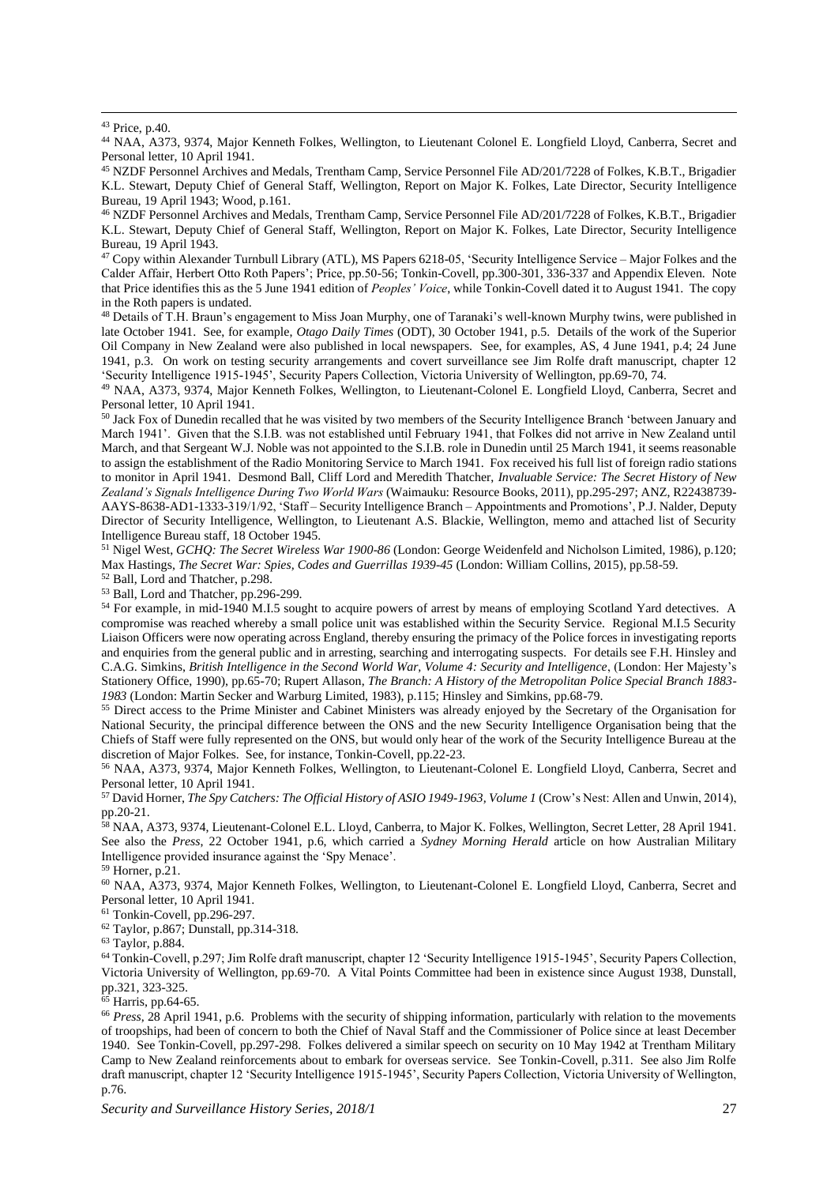[43] Price, p.40.

[44] NAA, A373, 9374, Major Kenneth Folkes, Wellington, to Lieutenant Colonel E. Longfield Lloyd, Canberra, Secret and Personal letter, 10 April 1941.

[45] NZDF Personnel Archives and Medals, Trentham Camp, Service Personnel File AD/201/7228 of Folkes, K.B.T., Brigadier K.L. Stewart, Deputy Chief of General Staff, Wellington, Report on Major K. Folkes, Late Director, Security Intelligence Bureau, 19 April 1943; Wood, p.161.

[46] NZDF Personnel Archives and Medals, Trentham Camp, Service Personnel File AD/201/7228 of Folkes, K.B.T., Brigadier K.L. Stewart, Deputy Chief of General Staff, Wellington, Report on Major K. Folkes, Late Director, Security Intelligence Bureau, 19 April 1943.

[47] Copy within Alexander Turnbull Library (ATL), MS Papers 6218-05, 'Security Intelligence Service – Major Folkes and the Calder Affair, Herbert Otto Roth Papers'; Price, pp.50-56; Tonkin-Covell, pp.300-301, 336-337 and Appendix Eleven. Note that Price identifies this as the 5 June 1941 edition of *Peoples' Voice*, while Tonkin-Covell dated it to August 1941. The copy in the Roth papers is undated.

[48] Details of T.H. Braun's engagement to Miss Joan Murphy, one of Taranaki's well-known Murphy twins, were published in late October 1941. See, for example, *Otago Daily Times* (ODT), 30 October 1941, p.5. Details of the work of the Superior Oil Company in New Zealand were also published in local newspapers. See, for examples, AS, 4 June 1941, p.4; 24 June 1941, p.3. On work on testing security arrangements and covert surveillance see Jim Rolfe draft manuscript, chapter 12 'Security Intelligence 1915-1945', Security Papers Collection, Victoria University of Wellington, pp.69-70, 74.

[49] NAA, A373, 9374, Major Kenneth Folkes, Wellington, to Lieutenant-Colonel E. Longfield Lloyd, Canberra, Secret and Personal letter, 10 April 1941.

[50] Jack Fox of Dunedin recalled that he was visited by two members of the Security Intelligence Branch 'between January and March 1941'. Given that the S.I.B. was not established until February 1941, that Folkes did not arrive in New Zealand until March, and that Sergeant W.J. Noble was not appointed to the S.I.B. role in Dunedin until 25 March 1941, it seems reasonable to assign the establishment of the Radio Monitoring Service to March 1941. Fox received his full list of foreign radio stations to monitor in April 1941. Desmond Ball, Cliff Lord and Meredith Thatcher, *Invaluable Service: The Secret History of New Zealand's Signals Intelligence During Two World Wars* (Waimauku: Resource Books, 2011), pp.295-297; ANZ, R22438739-AAYS-8638-AD1-1333-319/1/92, 'Staff – Security Intelligence Branch – Appointments and Promotions', P.J. Nalder, Deputy Director of Security Intelligence, Wellington, to Lieutenant A.S. Blackie, Wellington, memo and attached list of Security Intelligence Bureau staff, 18 October 1945.

[51] Nigel West, *GCHQ: The Secret Wireless War 1900-86* (London: George Weidenfeld and Nicholson Limited, 1986), p.120; Max Hastings, *The Secret War: Spies, Codes and Guerrillas 1939-45* (London: William Collins, 2015), pp.58-59.

[52] Ball, Lord and Thatcher, p.298.

[53] Ball, Lord and Thatcher, pp.296-299.

[54] For example, in mid-1940 M.I.5 sought to acquire powers of arrest by means of employing Scotland Yard detectives. A compromise was reached whereby a small police unit was established within the Security Service. Regional M.I.5 Security Liaison Officers were now operating across England, thereby ensuring the primacy of the Police forces in investigating reports and enquiries from the general public and in arresting, searching and interrogating suspects. For details see F.H. Hinsley and C.A.G. Simkins, *British Intelligence in the Second World War, Volume 4: Security and Intelligence*, (London: Her Majesty's Stationery Office, 1990), pp.65-70; Rupert Allason, *The Branch: A History of the Metropolitan Police Special Branch 1883-1983* (London: Martin Secker and Warburg Limited, 1983), p.115; Hinsley and Simkins, pp.68-79.

[55] Direct access to the Prime Minister and Cabinet Ministers was already enjoyed by the Secretary of the Organisation for National Security, the principal difference between the ONS and the new Security Intelligence Organisation being that the Chiefs of Staff were fully represented on the ONS, but would only hear of the work of the Security Intelligence Bureau at the discretion of Major Folkes. See, for instance, Tonkin-Covell, pp.22-23.

[56] NAA, A373, 9374, Major Kenneth Folkes, Wellington, to Lieutenant-Colonel E. Longfield Lloyd, Canberra, Secret and Personal letter, 10 April 1941.

[57] David Horner, *The Spy Catchers: The Official History of ASIO 1949-1963, Volume 1* (Crow's Nest: Allen and Unwin, 2014), pp.20-21.

[58] NAA, A373, 9374, Lieutenant-Colonel E.L. Lloyd, Canberra, to Major K. Folkes, Wellington, Secret Letter, 28 April 1941. See also the *Press*, 22 October 1941, p.6, which carried a *Sydney Morning Herald* article on how Australian Military Intelligence provided insurance against the 'Spy Menace'.

[59] Horner, p.21.

[60] NAA, A373, 9374, Major Kenneth Folkes, Wellington, to Lieutenant-Colonel E. Longfield Lloyd, Canberra, Secret and Personal letter, 10 April 1941.

[61] Tonkin-Covell, pp.296-297.

[62] Taylor, p.867; Dunstall, pp.314-318.

[63] Taylor, p.884.

[64] Tonkin-Covell, p.297; Jim Rolfe draft manuscript, chapter 12 'Security Intelligence 1915-1945', Security Papers Collection, Victoria University of Wellington, pp.69-70. A Vital Points Committee had been in existence since August 1938, Dunstall, pp.321, 323-325.

[65] Harris, pp.64-65.

[66] *Press*, 28 April 1941, p.6. Problems with the security of shipping information, particularly with relation to the movements of troopships, had been of concern to both the Chief of Naval Staff and the Commissioner of Police since at least December 1940. See Tonkin-Covell, pp.297-298. Folkes delivered a similar speech on security on 10 May 1942 at Trentham Military Camp to New Zealand reinforcements about to embark for overseas service. See Tonkin-Covell, p.311. See also Jim Rolfe draft manuscript, chapter 12 'Security Intelligence 1915-1945', Security Papers Collection, Victoria University of Wellington, p.76.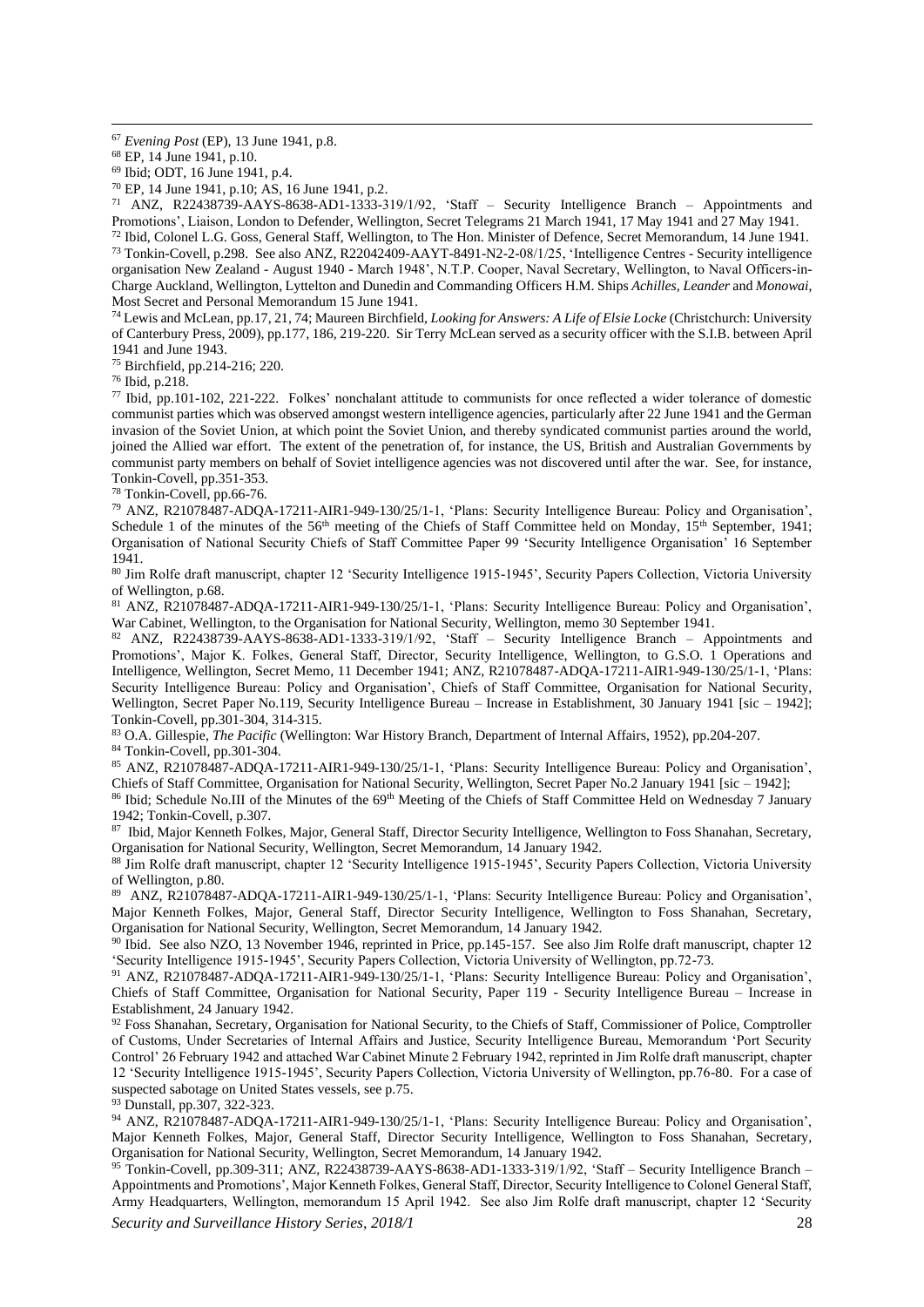[67] *Evening Post* (EP), 13 June 1941, p.8.

[68] EP, 14 June 1941, p.10.

[69] Ibid; ODT, 16 June 1941, p.4.

[70] EP, 14 June 1941, p.10; AS, 16 June 1941, p.2.

[71] ANZ, R22438739-AAYS-8638-AD1-1333-319/1/92, 'Staff – Security Intelligence Branch – Appointments and Promotions', Liaison, London to Defender, Wellington, Secret Telegrams 21 March 1941, 17 May 1941 and 27 May 1941.

[72] Ibid, Colonel L.G. Goss, General Staff, Wellington, to The Hon. Minister of Defence, Secret Memorandum, 14 June 1941.

[73] Tonkin-Covell, p.298. See also ANZ, R22042409-AAYT-8491-N2-2-08/1/25, 'Intelligence Centres - Security intelligence organisation New Zealand - August 1940 - March 1948', N.T.P. Cooper, Naval Secretary, Wellington, to Naval Officers-in-Charge Auckland, Wellington, Lyttelton and Dunedin and Commanding Officers H.M. Ships *Achilles*, *Leander* and *Monowai*, Most Secret and Personal Memorandum 15 June 1941.

[74] Lewis and McLean, pp.17, 21, 74; Maureen Birchfield, *Looking for Answers: A Life of Elsie Locke* (Christchurch: University of Canterbury Press, 2009), pp.177, 186, 219-220. Sir Terry McLean served as a security officer with the S.I.B. between April 1941 and June 1943.

[75] Birchfield, pp.214-216; 220.

[76] Ibid, p.218.

[77] Ibid, pp.101-102, 221-222. Folkes' nonchalant attitude to communists for once reflected a wider tolerance of domestic communist parties which was observed amongst western intelligence agencies, particularly after 22 June 1941 and the German invasion of the Soviet Union, at which point the Soviet Union, and thereby syndicated communist parties around the world, joined the Allied war effort. The extent of the penetration of, for instance, the US, British and Australian Governments by communist party members on behalf of Soviet intelligence agencies was not discovered until after the war. See, for instance, Tonkin-Covell, pp.351-353.

[78] Tonkin-Covell, pp.66-76.

[79] ANZ, R21078487-ADQA-17211-AIR1-949-130/25/1-1, 'Plans: Security Intelligence Bureau: Policy and Organisation', Schedule 1 of the minutes of the 56th meeting of the Chiefs of Staff Committee held on Monday, 15th September, 1941; Organisation of National Security Chiefs of Staff Committee Paper 99 'Security Intelligence Organisation' 16 September 1941.

[80] Jim Rolfe draft manuscript, chapter 12 'Security Intelligence 1915-1945', Security Papers Collection, Victoria University of Wellington, p.68.

[81] ANZ, R21078487-ADQA-17211-AIR1-949-130/25/1-1, 'Plans: Security Intelligence Bureau: Policy and Organisation', War Cabinet, Wellington, to the Organisation for National Security, Wellington, memo 30 September 1941.

[82] ANZ, R22438739-AAYS-8638-AD1-1333-319/1/92, 'Staff – Security Intelligence Branch – Appointments and Promotions', Major K. Folkes, General Staff, Director, Security Intelligence, Wellington, to G.S.O. 1 Operations and Intelligence, Wellington, Secret Memo, 11 December 1941; ANZ, R21078487-ADQA-17211-AIR1-949-130/25/1-1, 'Plans: Security Intelligence Bureau: Policy and Organisation', Chiefs of Staff Committee, Organisation for National Security, Wellington, Secret Paper No.119, Security Intelligence Bureau – Increase in Establishment, 30 January 1941 [sic – 1942]; Tonkin-Covell, pp.301-304, 314-315.

[83] O.A. Gillespie, *The Pacific* (Wellington: War History Branch, Department of Internal Affairs, 1952), pp.204-207.

[84] Tonkin-Covell, pp.301-304.

[85] ANZ, R21078487-ADQA-17211-AIR1-949-130/25/1-1, 'Plans: Security Intelligence Bureau: Policy and Organisation', Chiefs of Staff Committee, Organisation for National Security, Wellington, Secret Paper No.2 January 1941 [sic – 1942];

[86] Ibid; Schedule No.III of the Minutes of the 69th Meeting of the Chiefs of Staff Committee Held on Wednesday 7 January 1942; Tonkin-Covell, p.307.

[87] Ibid, Major Kenneth Folkes, Major, General Staff, Director Security Intelligence, Wellington to Foss Shanahan, Secretary, Organisation for National Security, Wellington, Secret Memorandum, 14 January 1942.

[88] Jim Rolfe draft manuscript, chapter 12 'Security Intelligence 1915-1945', Security Papers Collection, Victoria University of Wellington, p.80.

[89] ANZ, R21078487-ADQA-17211-AIR1-949-130/25/1-1, 'Plans: Security Intelligence Bureau: Policy and Organisation', Major Kenneth Folkes, Major, General Staff, Director Security Intelligence, Wellington to Foss Shanahan, Secretary, Organisation for National Security, Wellington, Secret Memorandum, 14 January 1942.

[90] Ibid. See also NZO, 13 November 1946, reprinted in Price, pp.145-157. See also Jim Rolfe draft manuscript, chapter 12 'Security Intelligence 1915-1945', Security Papers Collection, Victoria University of Wellington, pp.72-73.

[91] ANZ, R21078487-ADQA-17211-AIR1-949-130/25/1-1, 'Plans: Security Intelligence Bureau: Policy and Organisation', Chiefs of Staff Committee, Organisation for National Security, Paper 119 - Security Intelligence Bureau – Increase in Establishment, 24 January 1942.

[92] Foss Shanahan, Secretary, Organisation for National Security, to the Chiefs of Staff, Commissioner of Police, Comptroller of Customs, Under Secretaries of Internal Affairs and Justice, Security Intelligence Bureau, Memorandum 'Port Security Control' 26 February 1942 and attached War Cabinet Minute 2 February 1942, reprinted in Jim Rolfe draft manuscript, chapter 12 'Security Intelligence 1915-1945', Security Papers Collection, Victoria University of Wellington, pp.76-80. For a case of suspected sabotage on United States vessels, see p.75.

[93] Dunstall, pp.307, 322-323.

[94] ANZ, R21078487-ADQA-17211-AIR1-949-130/25/1-1, 'Plans: Security Intelligence Bureau: Policy and Organisation', Major Kenneth Folkes, Major, General Staff, Director Security Intelligence, Wellington to Foss Shanahan, Secretary, Organisation for National Security, Wellington, Secret Memorandum, 14 January 1942.

[95] Tonkin-Covell, pp.309-311; ANZ, R22438739-AAYS-8638-AD1-1333-319/1/92, 'Staff – Security Intelligence Branch – Appointments and Promotions', Major Kenneth Folkes, General Staff, Director, Security Intelligence to Colonel General Staff, Army Headquarters, Wellington, memorandum 15 April 1942. See also Jim Rolfe draft manuscript, chapter 12 'Security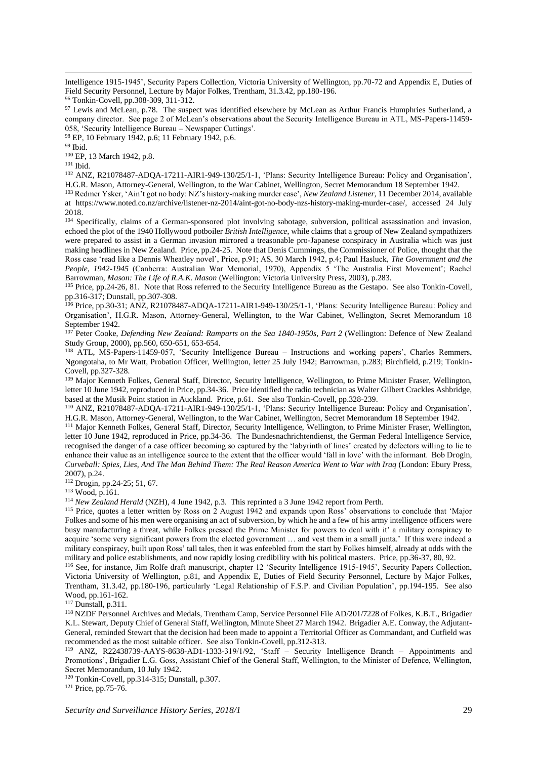Intelligence 1915-1945', Security Papers Collection, Victoria University of Wellington, pp.70-72 and Appendix E, Duties of Field Security Personnel, Lecture by Major Folkes, Trentham, 31.3.42, pp.180-196.

[96] Tonkin-Covell, pp.308-309, 311-312.

[97] Lewis and McLean, p.78. The suspect was identified elsewhere by McLean as Arthur Francis Humphries Sutherland, a company director. See page 2 of McLean's observations about the Security Intelligence Bureau in ATL, MS-Papers-11459-058, 'Security Intelligence Bureau – Newspaper Cuttings'.

[98] EP, 10 February 1942, p.6; 11 February 1942, p.6.

[99] Ibid.

[100] EP, 13 March 1942, p.8.

[101] Ibid.

[102] ANZ, R21078487-ADQA-17211-AIR1-949-130/25/1-1, 'Plans: Security Intelligence Bureau: Policy and Organisation', H.G.R. Mason, Attorney-General, Wellington, to the War Cabinet, Wellington, Secret Memorandum 18 September 1942.

[103] Redmer Ysker, 'Ain't got no body: NZ's history-making murder case', *New Zealand Listener*, 11 December 2014, available at https://www.noted.co.nz/archive/listener-nz-2014/aint-got-no-body-nzs-history-making-murder-case/, accessed 24 July 2018.

[104] Specifically, claims of a German-sponsored plot involving sabotage, subversion, political assassination and invasion, echoed the plot of the 1940 Hollywood potboiler *British Intelligence*, while claims that a group of New Zealand sympathizers were prepared to assist in a German invasion mirrored a treasonable pro-Japanese conspiracy in Australia which was just making headlines in New Zealand. Price, pp.24-25. Note that Denis Cummings, the Commissioner of Police, thought that the Ross case 'read like a Dennis Wheatley novel', Price, p.91; AS, 30 March 1942, p.4; Paul Hasluck, *The Government and the People, 1942-1945* (Canberra: Australian War Memorial, 1970), Appendix 5 'The Australia First Movement'; Rachel Barrowman, *Mason: The Life of R.A.K. Mason* (Wellington: Victoria University Press, 2003), p.283.

[105] Price, pp.24-26, 81. Note that Ross referred to the Security Intelligence Bureau as the Gestapo. See also Tonkin-Covell, pp.316-317; Dunstall, pp.307-308.

[106] Price, pp.30-31; ANZ, R21078487-ADQA-17211-AIR1-949-130/25/1-1, 'Plans: Security Intelligence Bureau: Policy and Organisation', H.G.R. Mason, Attorney-General, Wellington, to the War Cabinet, Wellington, Secret Memorandum 18 September 1942.

[107] Peter Cooke, *Defending New Zealand: Ramparts on the Sea 1840-1950s, Part 2* (Wellington: Defence of New Zealand Study Group, 2000), pp.560, 650-651, 653-654.

[108] ATL, MS-Papers-11459-057, 'Security Intelligence Bureau – Instructions and working papers', Charles Remmers, Ngongotaha, to Mr Watt, Probation Officer, Wellington, letter 25 July 1942; Barrowman, p.283; Birchfield, p.219; Tonkin-Covell, pp.327-328.

[109] Major Kenneth Folkes, General Staff, Director, Security Intelligence, Wellington, to Prime Minister Fraser, Wellington, letter 10 June 1942, reproduced in Price, pp.34-36. Price identified the radio technician as Walter Gilbert Crackles Ashbridge, based at the Musik Point station in Auckland. Price, p.61. See also Tonkin-Covell, pp.328-239.

[110] ANZ, R21078487-ADQA-17211-AIR1-949-130/25/1-1, 'Plans: Security Intelligence Bureau: Policy and Organisation', H.G.R. Mason, Attorney-General, Wellington, to the War Cabinet, Wellington, Secret Memorandum 18 September 1942.

[111] Major Kenneth Folkes, General Staff, Director, Security Intelligence, Wellington, to Prime Minister Fraser, Wellington, letter 10 June 1942, reproduced in Price, pp.34-36. The Bundesnachrichtendienst, the German Federal Intelligence Service, recognised the danger of a case officer becoming so captured by the 'labyrinth of lines' created by defectors willing to lie to enhance their value as an intelligence source to the extent that the officer would 'fall in love' with the informant. Bob Drogin, *Curveball: Spies, Lies, And The Man Behind Them: The Real Reason America Went to War with Iraq* (London: Ebury Press, 2007), p.24.

[112] Drogin, pp.24-25; 51, 67.

[113] Wood, p.161.

[114] *New Zealand Herald* (NZH), 4 June 1942, p.3. This reprinted a 3 June 1942 report from Perth.

[115] Price, quotes a letter written by Ross on 2 August 1942 and expands upon Ross' observations to conclude that 'Major Folkes and some of his men were organising an act of subversion, by which he and a few of his army intelligence officers were busy manufacturing a threat, while Folkes pressed the Prime Minister for powers to deal with it' a military conspiracy to acquire 'some very significant powers from the elected government … and vest them in a small junta.' If this were indeed a military conspiracy, built upon Ross' tall tales, then it was enfeebled from the start by Folkes himself, already at odds with the military and police establishments, and now rapidly losing credibility with his political masters. Price, pp.36-37, 80, 92.

[116] See, for instance, Jim Rolfe draft manuscript, chapter 12 'Security Intelligence 1915-1945', Security Papers Collection, Victoria University of Wellington, p.81, and Appendix E, Duties of Field Security Personnel, Lecture by Major Folkes, Trentham, 31.3.42, pp.180-196, particularly 'Legal Relationship of F.S.P. and Civilian Population', pp.194-195. See also Wood, pp.161-162.

[117] Dunstall, p.311.

[118] NZDF Personnel Archives and Medals, Trentham Camp, Service Personnel File AD/201/7228 of Folkes, K.B.T., Brigadier K.L. Stewart, Deputy Chief of General Staff, Wellington, Minute Sheet 27 March 1942. Brigadier A.E. Conway, the Adjutant-General, reminded Stewart that the decision had been made to appoint a Territorial Officer as Commandant, and Cutfield was recommended as the most suitable officer. See also Tonkin-Covell, pp.312-313.

[119] ANZ, R22438739-AAYS-8638-AD1-1333-319/1/92, 'Staff – Security Intelligence Branch – Appointments and Promotions', Brigadier L.G. Goss, Assistant Chief of the General Staff, Wellington, to the Minister of Defence, Wellington, Secret Memorandum, 10 July 1942.

[120] Tonkin-Covell, pp.314-315; Dunstall, p.307.

[121] Price, pp.75-76.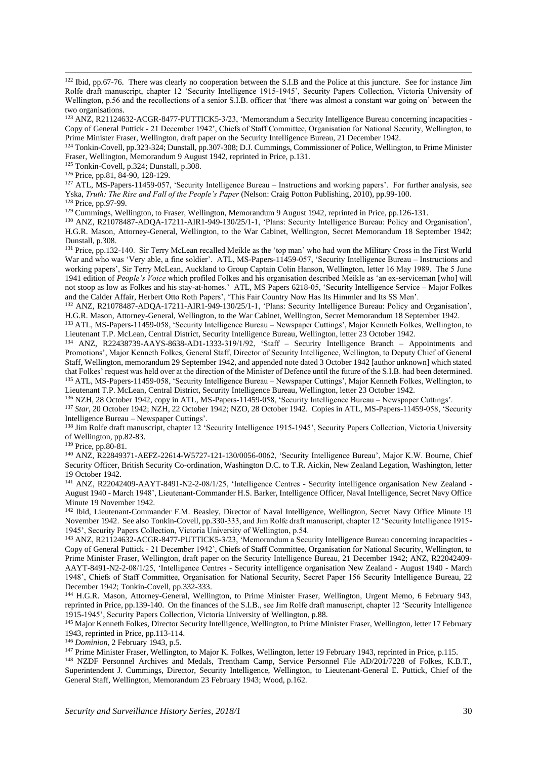[122] Ibid, pp.67-76. There was clearly no cooperation between the S.I.B and the Police at this juncture. See for instance Jim Rolfe draft manuscript, chapter 12 'Security Intelligence 1915-1945', Security Papers Collection, Victoria University of Wellington, p.56 and the recollections of a senior S.I.B. officer that 'there was almost a constant war going on' between the two organisations.

[123] ANZ, R21124632-ACGR-8477-PUTTICK5-3/23, 'Memorandum a Security Intelligence Bureau concerning incapacities - Copy of General Puttick - 21 December 1942', Chiefs of Staff Committee, Organisation for National Security, Wellington, to Prime Minister Fraser, Wellington, draft paper on the Security Intelligence Bureau, 21 December 1942.

[124] Tonkin-Covell, pp.323-324; Dunstall, pp.307-308; D.J. Cummings, Commissioner of Police, Wellington, to Prime Minister Fraser, Wellington, Memorandum 9 August 1942, reprinted in Price, p.131.

[125] Tonkin-Covell, p.324; Dunstall, p.308.

[126] Price, pp.81, 84-90, 128-129.

[127] ATL, MS-Papers-11459-057, 'Security Intelligence Bureau – Instructions and working papers'. For further analysis, see Yska, *Truth: The Rise and Fall of the People's Paper* (Nelson: Craig Potton Publishing, 2010), pp.99-100.

[128] Price, pp.97-99.

[129] Cummings, Wellington, to Fraser, Wellington, Memorandum 9 August 1942, reprinted in Price, pp.126-131.

[130] ANZ, R21078487-ADQA-17211-AIR1-949-130/25/1-1, 'Plans: Security Intelligence Bureau: Policy and Organisation', H.G.R. Mason, Attorney-General, Wellington, to the War Cabinet, Wellington, Secret Memorandum 18 September 1942; Dunstall, p.308.

[131] Price, pp.132-140. Sir Terry McLean recalled Meikle as the 'top man' who had won the Military Cross in the First World War and who was 'Very able, a fine soldier'. ATL, MS-Papers-11459-057, 'Security Intelligence Bureau – Instructions and working papers', Sir Terry McLean, Auckland to Group Captain Colin Hanson, Wellington, letter 16 May 1989. The 5 June 1941 edition of *People's Voice* which profiled Folkes and his organisation described Meikle as 'an ex-serviceman [who] will not stoop as low as Folkes and his stay-at-homes.' ATL, MS Papers 6218-05, 'Security Intelligence Service – Major Folkes and the Calder Affair, Herbert Otto Roth Papers', 'This Fair Country Now Has Its Himmler and Its SS Men'.

[132] ANZ, R21078487-ADQA-17211-AIR1-949-130/25/1-1, 'Plans: Security Intelligence Bureau: Policy and Organisation', H.G.R. Mason, Attorney-General, Wellington, to the War Cabinet, Wellington, Secret Memorandum 18 September 1942.

[133] ATL, MS-Papers-11459-058, 'Security Intelligence Bureau – Newspaper Cuttings', Major Kenneth Folkes, Wellington, to Lieutenant T.P. McLean, Central District, Security Intelligence Bureau, Wellington, letter 23 October 1942.

[134] ANZ, R22438739-AAYS-8638-AD1-1333-319/1/92, 'Staff – Security Intelligence Branch – Appointments and Promotions', Major Kenneth Folkes, General Staff, Director of Security Intelligence, Wellington, to Deputy Chief of General Staff, Wellington, memorandum 29 September 1942, and appended note dated 3 October 1942 [author unknown] which stated that Folkes' request was held over at the direction of the Minister of Defence until the future of the S.I.B. had been determined.

[135] ATL, MS-Papers-11459-058, 'Security Intelligence Bureau – Newspaper Cuttings', Major Kenneth Folkes, Wellington, to Lieutenant T.P. McLean, Central District, Security Intelligence Bureau, Wellington, letter 23 October 1942.

[136] NZH, 28 October 1942, copy in ATL, MS-Papers-11459-058, 'Security Intelligence Bureau – Newspaper Cuttings'.

[137] *Star*, 20 October 1942; NZH, 22 October 1942; NZO, 28 October 1942. Copies in ATL, MS-Papers-11459-058, 'Security Intelligence Bureau – Newspaper Cuttings'.

[138] Jim Rolfe draft manuscript, chapter 12 'Security Intelligence 1915-1945', Security Papers Collection, Victoria University of Wellington, pp.82-83.

[139] Price, pp.80-81.

[140] ANZ, R22849371-AEFZ-22614-W5727-121-130/0056-0062, 'Security Intelligence Bureau', Major K.W. Bourne, Chief Security Officer, British Security Co-ordination, Washington D.C. to T.R. Aickin, New Zealand Legation, Washington, letter 19 October 1942.

[141] ANZ, R22042409-AAYT-8491-N2-2-08/1/25, 'Intelligence Centres - Security intelligence organisation New Zealand - August 1940 - March 1948', Lieutenant-Commander H.S. Barker, Intelligence Officer, Naval Intelligence, Secret Navy Office Minute 19 November 1942.

[142] Ibid, Lieutenant-Commander F.M. Beasley, Director of Naval Intelligence, Wellington, Secret Navy Office Minute 19 November 1942. See also Tonkin-Covell, pp.330-333, and Jim Rolfe draft manuscript, chapter 12 'Security Intelligence 1915-1945', Security Papers Collection, Victoria University of Wellington, p.54.

[143] ANZ, R21124632-ACGR-8477-PUTTICK5-3/23, 'Memorandum a Security Intelligence Bureau concerning incapacities - Copy of General Puttick - 21 December 1942', Chiefs of Staff Committee, Organisation for National Security, Wellington, to Prime Minister Fraser, Wellington, draft paper on the Security Intelligence Bureau, 21 December 1942; ANZ, R22042409-AAYT-8491-N2-2-08/1/25, 'Intelligence Centres - Security intelligence organisation New Zealand - August 1940 - March 1948', Chiefs of Staff Committee, Organisation for National Security, Secret Paper 156 Security Intelligence Bureau, 22 December 1942; Tonkin-Covell, pp.332-333.

[144] H.G.R. Mason, Attorney-General, Wellington, to Prime Minister Fraser, Wellington, Urgent Memo, 6 February 943, reprinted in Price, pp.139-140. On the finances of the S.I.B., see Jim Rolfe draft manuscript, chapter 12 'Security Intelligence 1915-1945', Security Papers Collection, Victoria University of Wellington, p.88.

[145] Major Kenneth Folkes, Director Security Intelligence, Wellington, to Prime Minister Fraser, Wellington, letter 17 February 1943, reprinted in Price, pp.113-114.

[146] *Dominion*, 2 February 1943, p.5.

[147] Prime Minister Fraser, Wellington, to Major K. Folkes, Wellington, letter 19 February 1943, reprinted in Price, p.115.

[148] NZDF Personnel Archives and Medals, Trentham Camp, Service Personnel File AD/201/7228 of Folkes, K.B.T., Superintendent J. Cummings, Director, Security Intelligence, Wellington, to Lieutenant-General E. Puttick, Chief of the General Staff, Wellington, Memorandum 23 February 1943; Wood, p.162.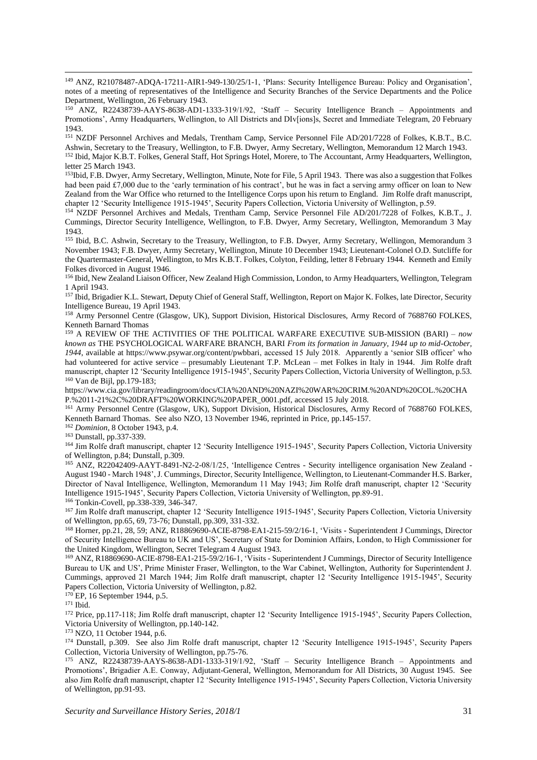149 ANZ, R21078487-ADQA-17211-AIR1-949-130/25/1-1, 'Plans: Security Intelligence Bureau: Policy and Organisation', notes of a meeting of representatives of the Intelligence and Security Branches of the Service Departments and the Police Department, Wellington, 26 February 1943.

150 ANZ, R22438739-AAYS-8638-AD1-1333-319/1/92, 'Staff – Security Intelligence Branch – Appointments and Promotions', Army Headquarters, Wellington, to All Districts and DIv[ions]s, Secret and Immediate Telegram, 20 February 1943.

151 NZDF Personnel Archives and Medals, Trentham Camp, Service Personnel File AD/201/7228 of Folkes, K.B.T., B.C. Ashwin, Secretary to the Treasury, Wellington, to F.B. Dwyer, Army Secretary, Wellington, Memorandum 12 March 1943.

152 Ibid, Major K.B.T. Folkes, General Staff, Hot Springs Hotel, Morere, to The Accountant, Army Headquarters, Wellington, letter 25 March 1943.

153 Ibid, F.B. Dwyer, Army Secretary, Wellington, Minute, Note for File, 5 April 1943. There was also a suggestion that Folkes had been paid £7,000 due to the 'early termination of his contract', but he was in fact a serving army officer on loan to New Zealand from the War Office who returned to the Intelligence Corps upon his return to England. Jim Rolfe draft manuscript, chapter 12 'Security Intelligence 1915-1945', Security Papers Collection, Victoria University of Wellington, p.59.

154 NZDF Personnel Archives and Medals, Trentham Camp, Service Personnel File AD/201/7228 of Folkes, K.B.T., J. Cummings, Director Security Intelligence, Wellington, to F.B. Dwyer, Army Secretary, Wellington, Memorandum 3 May 1943.

155 Ibid, B.C. Ashwin, Secretary to the Treasury, Wellington, to F.B. Dwyer, Army Secretary, Wellingon, Memorandum 3 November 1943; F.B. Dwyer, Army Secretary, Wellington, Minute 10 December 1943; Lieutenant-Colonel O.D. Sutcliffe for the Quartermaster-General, Wellington, to Mrs K.B.T. Folkes, Colyton, Feilding, letter 8 February 1944. Kenneth and Emily Folkes divorced in August 1946.

156 Ibid, New Zealand Liaison Officer, New Zealand High Commission, London, to Army Headquarters, Wellington, Telegram 1 April 1943.

157 Ibid, Brigadier K.L. Stewart, Deputy Chief of General Staff, Wellington, Report on Major K. Folkes, late Director, Security Intelligence Bureau, 19 April 1943.

158 Army Personnel Centre (Glasgow, UK), Support Division, Historical Disclosures, Army Record of 7688760 FOLKES, Kenneth Barnard Thomas

159 A REVIEW OF THE ACTIVITIES OF THE POLITICAL WARFARE EXECUTIVE SUB-MISSION (BARI) – *now known as* THE PSYCHOLOGICAL WARFARE BRANCH, BARI *From its formation in January, 1944 up to mid-October, 1944*, available at https://www.psywar.org/content/pwbbari, accessed 15 July 2018. Apparently a 'senior SIB officer' who had volunteered for active service – presumably Lieutenant T.P. McLean – met Folkes in Italy in 1944. Jim Rolfe draft manuscript, chapter 12 'Security Intelligence 1915-1945', Security Papers Collection, Victoria University of Wellington, p.53.

160 Van de Bijl, pp.179-183; https://www.cia.gov/library/readingroom/docs/CIA%20AND%20NAZI%20WAR%20CRIM.%20AND%20COL.%20CHAP.%2011-21%2C%20DRAFT%20WORKING%20PAPER_0001.pdf, accessed 15 July 2018.

161 Army Personnel Centre (Glasgow, UK), Support Division, Historical Disclosures, Army Record of 7688760 FOLKES, Kenneth Barnard Thomas. See also NZO, 13 November 1946, reprinted in Price, pp.145-157.

162 *Dominion*, 8 October 1943, p.4.

163 Dunstall, pp.337-339.

164 Jim Rolfe draft manuscript, chapter 12 'Security Intelligence 1915-1945', Security Papers Collection, Victoria University of Wellington, p.84; Dunstall, p.309.

165 ANZ, R22042409-AAYT-8491-N2-2-08/1/25, 'Intelligence Centres - Security intelligence organisation New Zealand - August 1940 - March 1948', J. Cummings, Director, Security Intelligence, Wellington, to Lieutenant-Commander H.S. Barker, Director of Naval Intelligence, Wellington, Memorandum 11 May 1943; Jim Rolfe draft manuscript, chapter 12 'Security Intelligence 1915-1945', Security Papers Collection, Victoria University of Wellington, pp.89-91.

166 Tonkin-Covell, pp.338-339, 346-347.

167 Jim Rolfe draft manuscript, chapter 12 'Security Intelligence 1915-1945', Security Papers Collection, Victoria University of Wellington, pp.65, 69, 73-76; Dunstall, pp.309, 331-332.

168 Horner, pp.21, 28, 59; ANZ, R18869690-ACIE-8798-EA1-215-59/2/16-1, 'Visits - Superintendent J Cummings, Director of Security Intelligence Bureau to UK and US', Secretary of State for Dominion Affairs, London, to High Commissioner for the United Kingdom, Wellington, Secret Telegram 4 August 1943.

169 ANZ, R18869690-ACIE-8798-EA1-215-59/2/16-1, 'Visits - Superintendent J Cummings, Director of Security Intelligence Bureau to UK and US', Prime Minister Fraser, Wellington, to the War Cabinet, Wellington, Authority for Superintendent J. Cummings, approved 21 March 1944; Jim Rolfe draft manuscript, chapter 12 'Security Intelligence 1915-1945', Security Papers Collection, Victoria University of Wellington, p.82.

170 EP, 16 September 1944, p.5.

171 Ibid.

172 Price, pp.117-118; Jim Rolfe draft manuscript, chapter 12 'Security Intelligence 1915-1945', Security Papers Collection, Victoria University of Wellington, pp.140-142.

173 NZO, 11 October 1944, p.6.

174 Dunstall, p.309. See also Jim Rolfe draft manuscript, chapter 12 'Security Intelligence 1915-1945', Security Papers Collection, Victoria University of Wellington, pp.75-76.

175 ANZ, R22438739-AAYS-8638-AD1-1333-319/1/92, 'Staff – Security Intelligence Branch – Appointments and Promotions', Brigadier A.E. Conway, Adjutant-General, Wellington, Memorandum for All Districts, 30 August 1945. See also Jim Rolfe draft manuscript, chapter 12 'Security Intelligence 1915-1945', Security Papers Collection, Victoria University of Wellington, pp.91-93.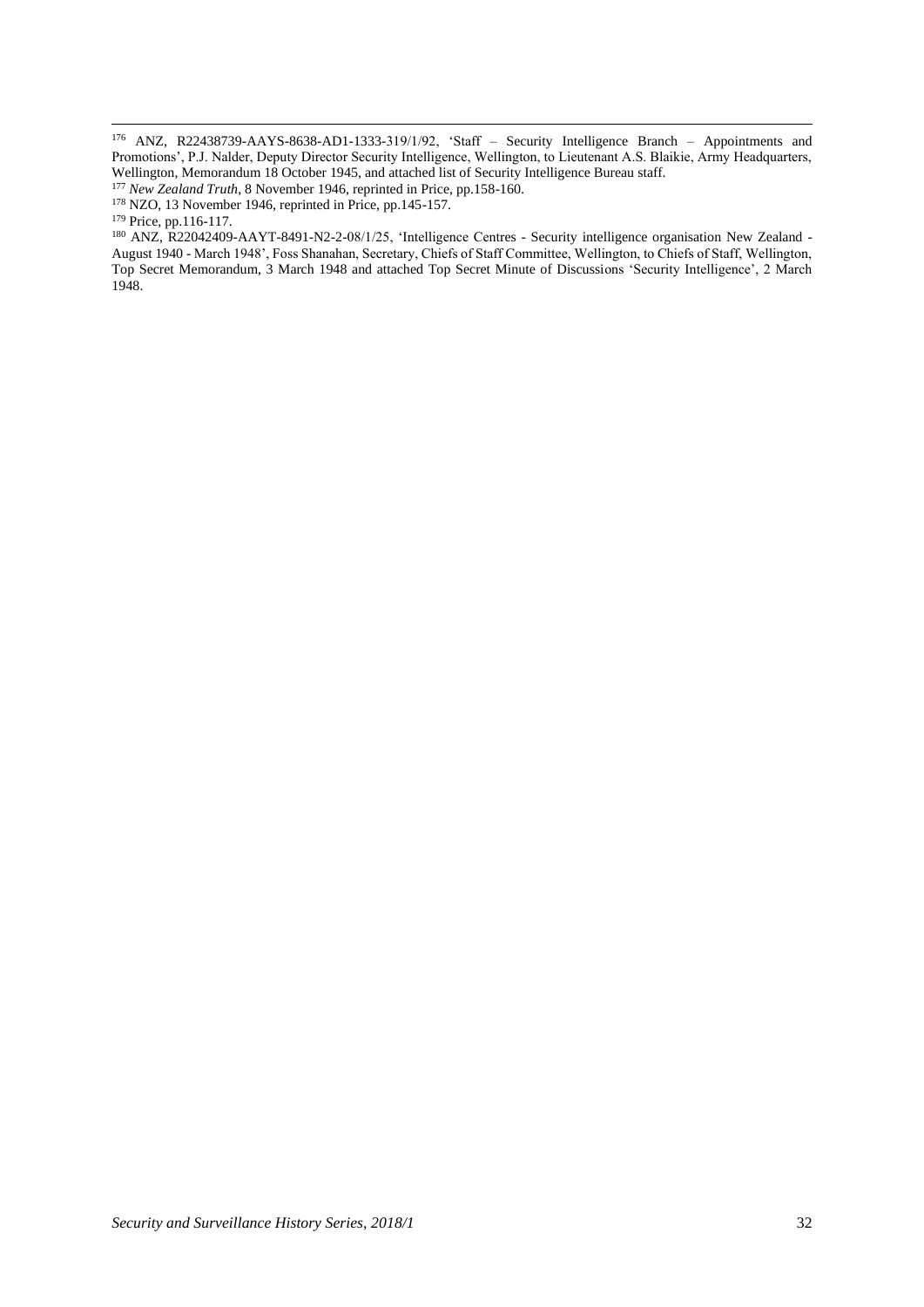[176] ANZ, R22438739-AAYS-8638-AD1-1333-319/1/92, 'Staff – Security Intelligence Branch – Appointments and Promotions', P.J. Nalder, Deputy Director Security Intelligence, Wellington, to Lieutenant A.S. Blaikie, Army Headquarters, Wellington, Memorandum 18 October 1945, and attached list of Security Intelligence Bureau staff.

[177] *New Zealand Truth*, 8 November 1946, reprinted in Price, pp.158-160.

[178] NZO, 13 November 1946, reprinted in Price, pp.145-157.

[179] Price, pp.116-117.

[180] ANZ, R22042409-AAYT-8491-N2-2-08/1/25, 'Intelligence Centres - Security intelligence organisation New Zealand - August 1940 - March 1948', Foss Shanahan, Secretary, Chiefs of Staff Committee, Wellington, to Chiefs of Staff, Wellington, Top Secret Memorandum, 3 March 1948 and attached Top Secret Minute of Discussions 'Security Intelligence', 2 March 1948.